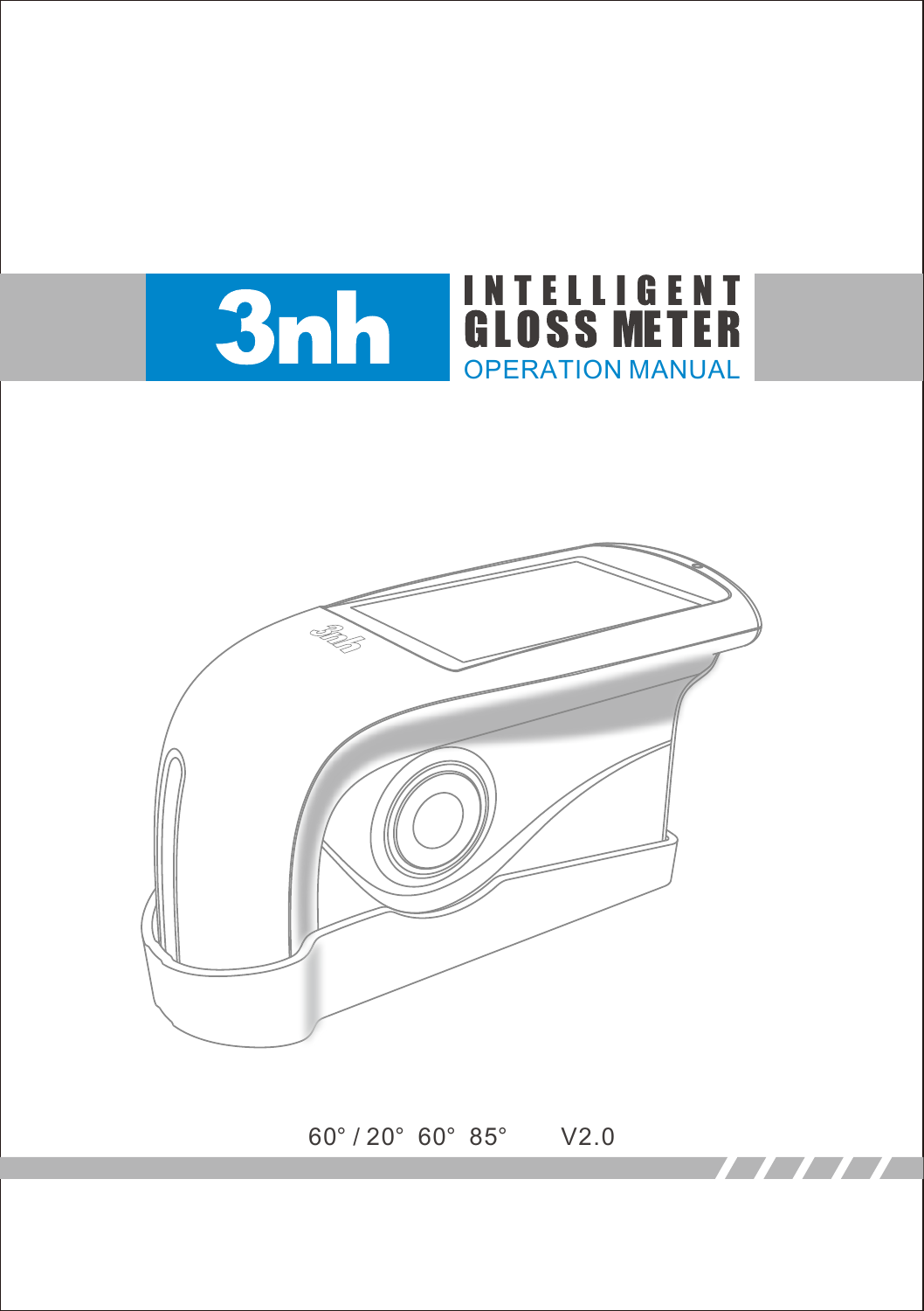# 3nh

# INTELLIGENT GLOSS METER

## OPERATION MANUAL

60° / 20° 60° 85° V2.0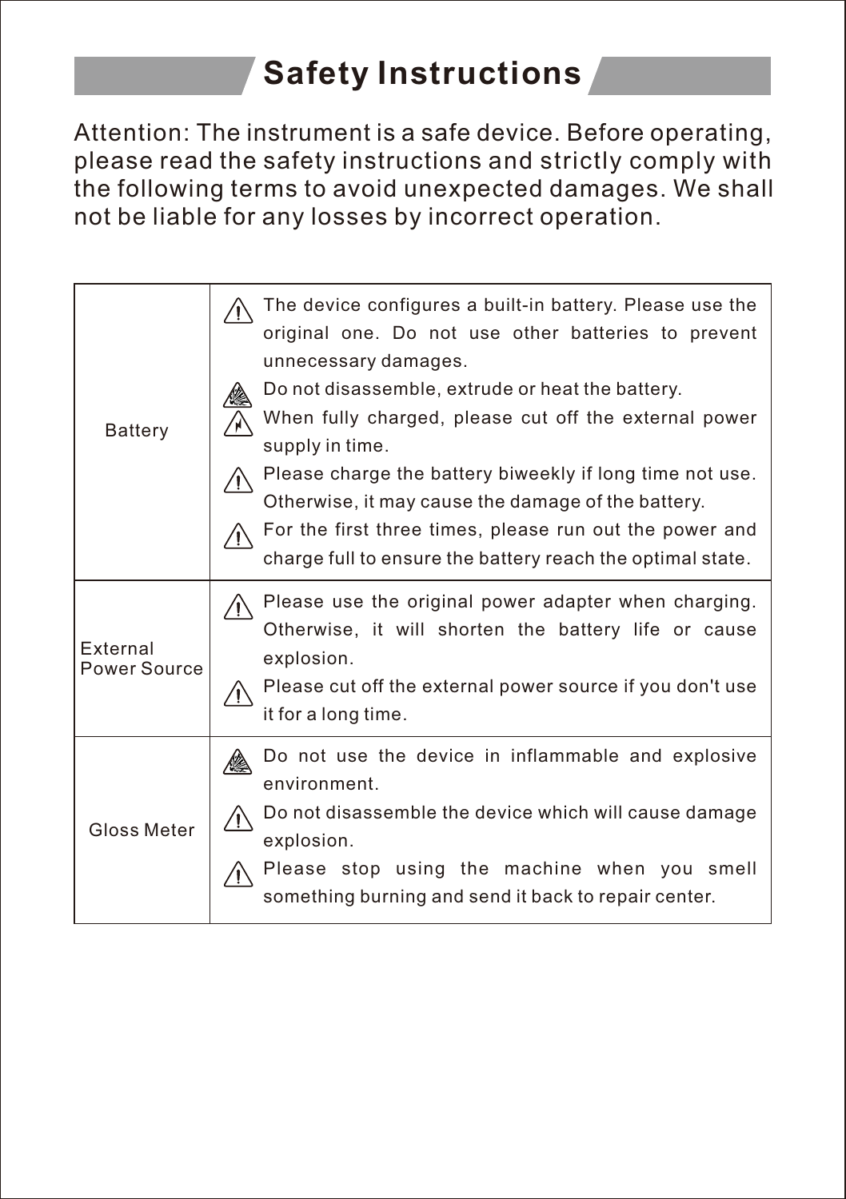# Safety Instructions

Attention: The instrument is a safe device. Before operating, please read the safety instructions and strictly comply with the following terms to avoid unexpected damages. We shall not be liable for any losses by incorrect operation.

| | |
|---|---|
| Battery | ⚠ The device configures a built-in battery. Please use the original one. Do not use other batteries to prevent unnecessary damages.<br>⚠ Do not disassemble, extrude or heat the battery.<br>⚠ When fully charged, please cut off the external power supply in time.<br>⚠ Please charge the battery biweekly if long time not use. Otherwise, it may cause the damage of the battery.<br>⚠ For the first three times, please run out the power and charge full to ensure the battery reach the optimal state. |
| External Power Source | ⚠ Please use the original power adapter when charging. Otherwise, it will shorten the battery life or cause explosion.<br>⚠ Please cut off the external power source if you don't use it for a long time. |
| Gloss Meter | ⚠ Do not use the device in inflammable and explosive environment.<br>⚠ Do not disassemble the device which will cause damage explosion.<br>⚠ Please stop using the machine when you smell something burning and send it back to repair center. |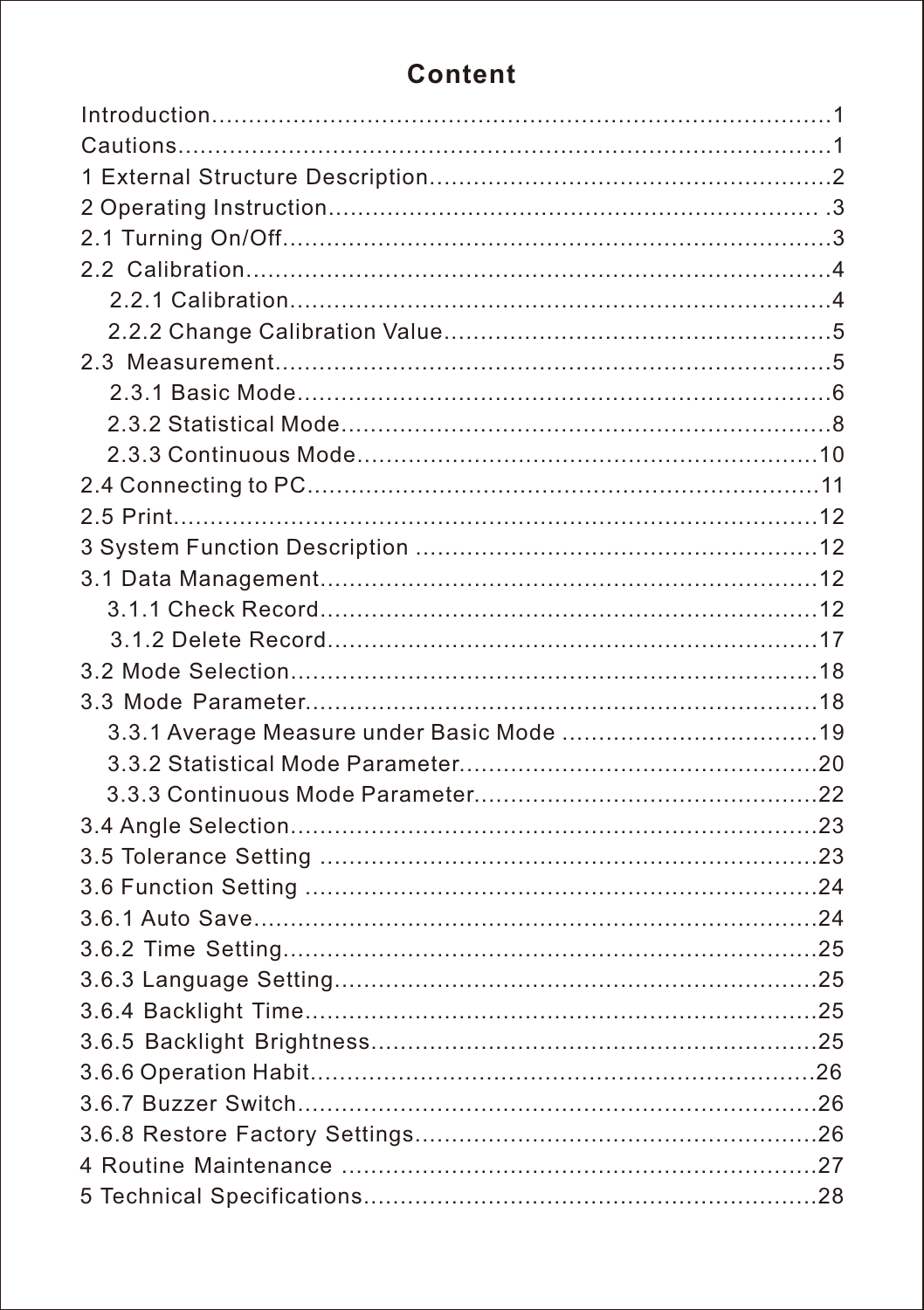# Content

Introduction......................................................................1
Cautions..........................................................................1
1 External Structure Description....................................................2
2 Operating Instruction.............................................................3
2.1 Turning On/Off..................................................................3
2.2 Calibration.....................................................................4
    2.2.1 Calibration................................................................4
    2.2.2 Change Calibration Value...................................................5
2.3 Measurement.....................................................................5
    2.3.1 Basic Mode.................................................................6
    2.3.2 Statistical Mode...........................................................8
    2.3.3 Continuous Mode............................................................10
2.4 Connecting to PC................................................................11
2.5 Print...........................................................................12
3 System Function Description.......................................................12
3.1 Data Management.................................................................12
    3.1.1 Check Record...............................................................12
    3.1.2 Delete Record..............................................................17
3.2 Mode Selection..................................................................18
3.3 Mode Parameter..................................................................18
    3.3.1 Average Measure under Basic Mode...........................................19
    3.3.2 Statistical Mode Parameter.................................................20
    3.3.3 Continuous Mode Parameter..................................................22
3.4 Angle Selection.................................................................23
3.5 Tolerance Setting...............................................................23
3.6 Function Setting................................................................24
3.6.1 Auto Save.....................................................................24
3.6.2 Time Setting..................................................................25
3.6.3 Language Setting..............................................................25
3.6.4 Backlight Time................................................................25
3.6.5 Backlight Brightness..........................................................25
3.6.6 Operation Habit...............................................................26
3.6.7 Buzzer Switch.................................................................26
3.6.8 Restore Factory Settings......................................................26
4 Routine Maintenance...............................................................27
5 Technical Specifications..........................................................28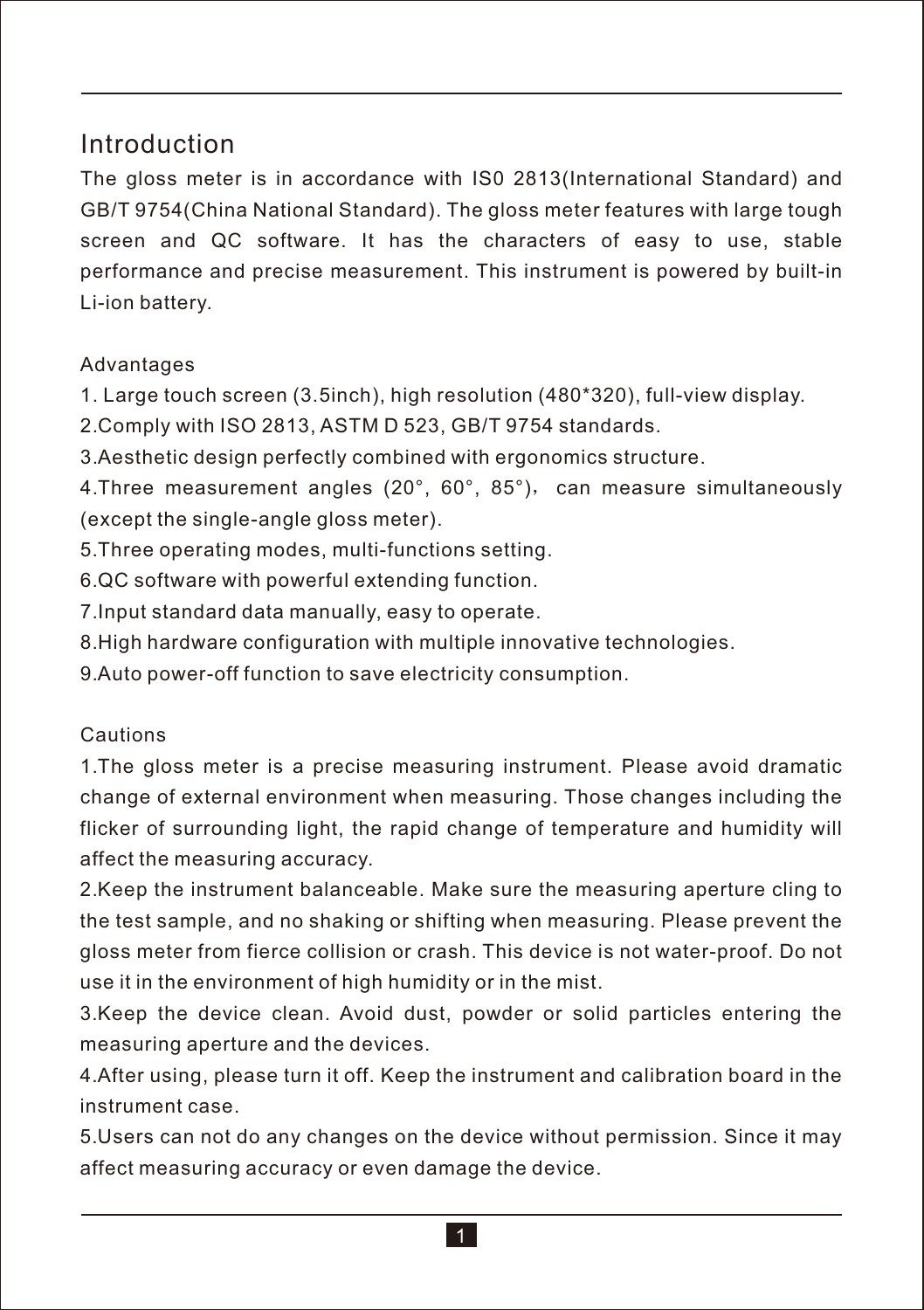# Introduction

The gloss meter is in accordance with IS0 2813(International Standard) and GB/T 9754(China National Standard). The gloss meter features with large tough screen and QC software. It has the characters of easy to use, stable performance and precise measurement. This instrument is powered by built-in Li-ion battery.

## Advantages

1. Large touch screen (3.5inch), high resolution (480*320), full-view display.
2. Comply with ISO 2813, ASTM D 523, GB/T 9754 standards.
3. Aesthetic design perfectly combined with ergonomics structure.
4. Three measurement angles (20°, 60°, 85°)， can measure simultaneously (except the single-angle gloss meter).
5. Three operating modes, multi-functions setting.
6. QC software with powerful extending function.
7. Input standard data manually, easy to operate.
8. High hardware configuration with multiple innovative technologies.
9. Auto power-off function to save electricity consumption.

## Cautions

1. The gloss meter is a precise measuring instrument. Please avoid dramatic change of external environment when measuring. Those changes including the flicker of surrounding light, the rapid change of temperature and humidity will affect the measuring accuracy.
2. Keep the instrument balanceable. Make sure the measuring aperture cling to the test sample, and no shaking or shifting when measuring. Please prevent the gloss meter from fierce collision or crash. This device is not water-proof. Do not use it in the environment of high humidity or in the mist.
3. Keep the device clean. Avoid dust, powder or solid particles entering the measuring aperture and the devices.
4. After using, please turn it off. Keep the instrument and calibration board in the instrument case.
5. Users can not do any changes on the device without permission. Since it may affect measuring accuracy or even damage the device.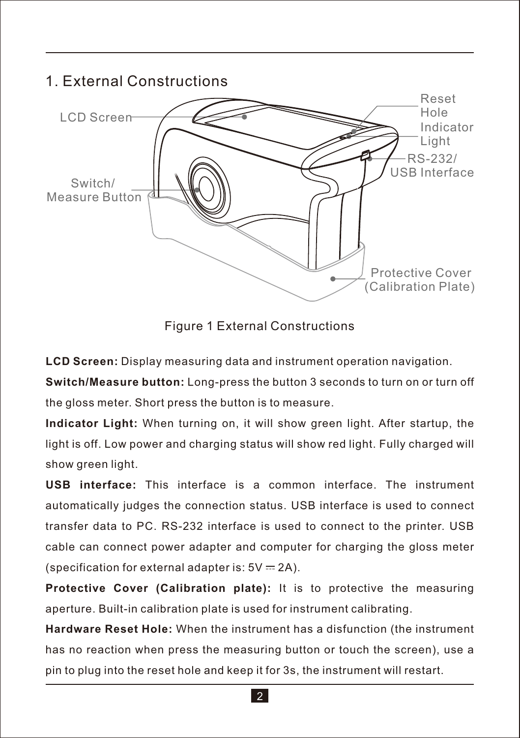# 1. External Constructions

LCD Screen

Reset Hole

Indicator Light

RS-232/ USB Interface

Switch/ Measure Button

Protective Cover (Calibration Plate)

Figure 1 External Constructions

**LCD Screen:** Display measuring data and instrument operation navigation.

**Switch/Measure button:** Long-press the button 3 seconds to turn on or turn off the gloss meter. Short press the button is to measure.

**Indicator Light:** When turning on, it will show green light. After startup, the light is off. Low power and charging status will show red light. Fully charged will show green light.

**USB interface:** This interface is a common interface. The instrument automatically judges the connection status. USB interface is used to connect transfer data to PC. RS-232 interface is used to connect to the printer. USB cable can connect power adapter and computer for charging the gloss meter (specification for external adapter is: 5V ⎓ 2A).

**Protective Cover (Calibration plate):** It is to protective the measuring aperture. Built-in calibration plate is used for instrument calibrating.

**Hardware Reset Hole:** When the instrument has a disfunction (the instrument has no reaction when press the measuring button or touch the screen), use a pin to plug into the reset hole and keep it for 3s, the instrument will restart.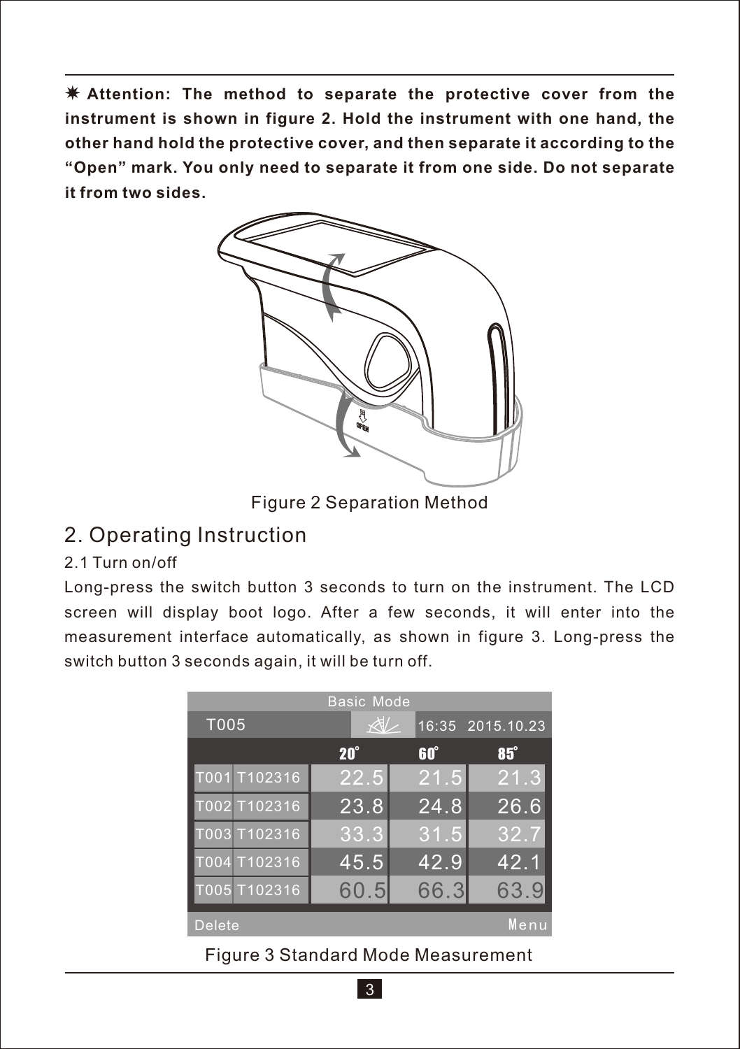**✷ Attention: The method to separate the protective cover from the instrument is shown in figure 2. Hold the instrument with one hand, the other hand hold the protective cover, and then separate it according to the "Open" mark. You only need to separate it from one side. Do not separate it from two sides.**

Figure 2 Separation Method

## 2. Operating Instruction

### 2.1 Turn on/off

Long-press the switch button 3 seconds to turn on the instrument. The LCD screen will display boot logo. After a few seconds, it will enter into the measurement interface automatically, as shown in figure 3. Long-press the switch button 3 seconds again, it will be turn off.

Basic Mode

T005 16:35 2015.10.23

| | | 20° | 60° | 85° |
|---|---|---|---|---|
| T001 | T102316 | 22.5 | 21.5 | 21.3 |
| T002 | T102316 | 23.8 | 24.8 | 26.6 |
| T003 | T102316 | 33.3 | 31.5 | 32.7 |
| T004 | T102316 | 45.5 | 42.9 | 42.1 |
| T005 | T102316 | 60.5 | 66.3 | 63.9 |

Delete Menu

Figure 3 Standard Mode Measurement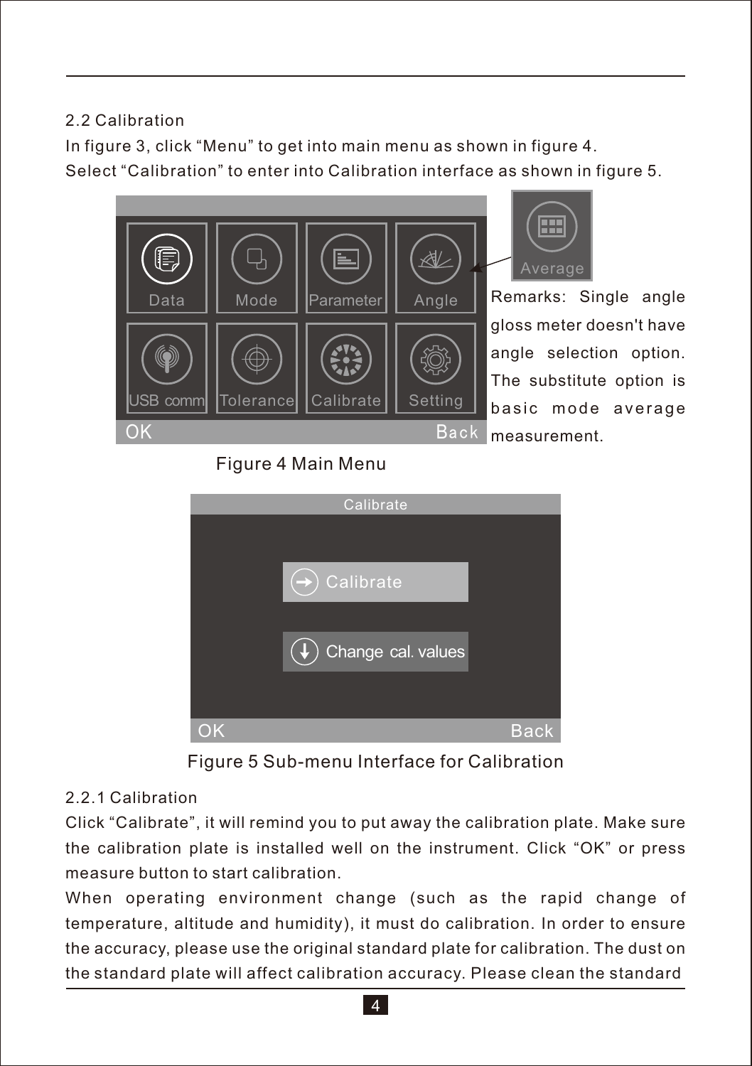## 2.2 Calibration

In figure 3, click "Menu" to get into main menu as shown in figure 4.

Select "Calibration" to enter into Calibration interface as shown in figure 5.

Remarks: Single angle gloss meter doesn't have angle selection option. The substitute option is basic mode average measurement.

Figure 4 Main Menu

Figure 5 Sub-menu Interface for Calibration

### 2.2.1 Calibration

Click "Calibrate", it will remind you to put away the calibration plate. Make sure the calibration plate is installed well on the instrument. Click "OK" or press measure button to start calibration.

When operating environment change (such as the rapid change of temperature, altitude and humidity), it must do calibration. In order to ensure the accuracy, please use the original standard plate for calibration. The dust on the standard plate will affect calibration accuracy. Please clean the standard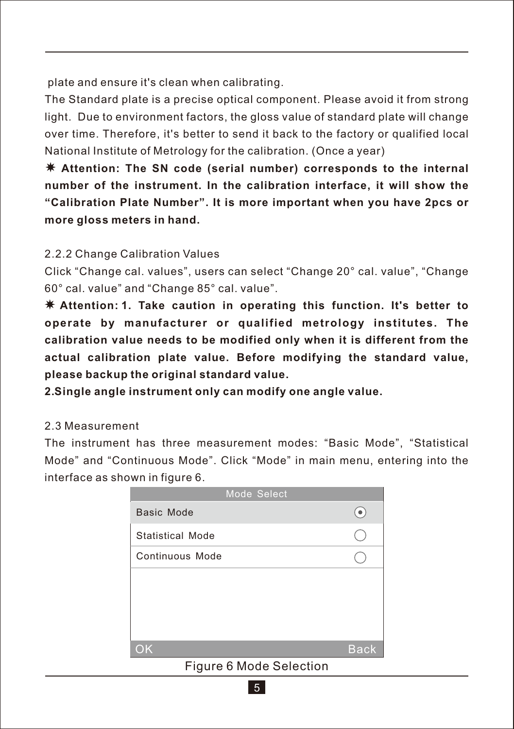plate and ensure it's clean when calibrating.

The Standard plate is a precise optical component. Please avoid it from strong light. Due to environment factors, the gloss value of standard plate will change over time. Therefore, it's better to send it back to the factory or qualified local National Institute of Metrology for the calibration. (Once a year)

✷ **Attention: The SN code (serial number) corresponds to the internal number of the instrument. In the calibration interface, it will show the "Calibration Plate Number". It is more important when you have 2pcs or more gloss meters in hand.**

2.2.2 Change Calibration Values

Click "Change cal. values", users can select "Change 20° cal. value", "Change 60° cal. value" and "Change 85° cal. value".

✷ **Attention: 1. Take caution in operating this function. It's better to operate by manufacturer or qualified metrology institutes. The calibration value needs to be modified only when it is different from the actual calibration plate value. Before modifying the standard value, please backup the original standard value.**

**2.Single angle instrument only can modify one angle value.**

2.3 Measurement

The instrument has three measurement modes: "Basic Mode", "Statistical Mode" and "Continuous Mode". Click "Mode" in main menu, entering into the interface as shown in figure 6.

| Mode Select | |
|---|---|
| Basic Mode | ◉ |
| Statistical Mode | ○ |
| Continuous Mode | ○ |
| OK | Back |

Figure 6 Mode Selection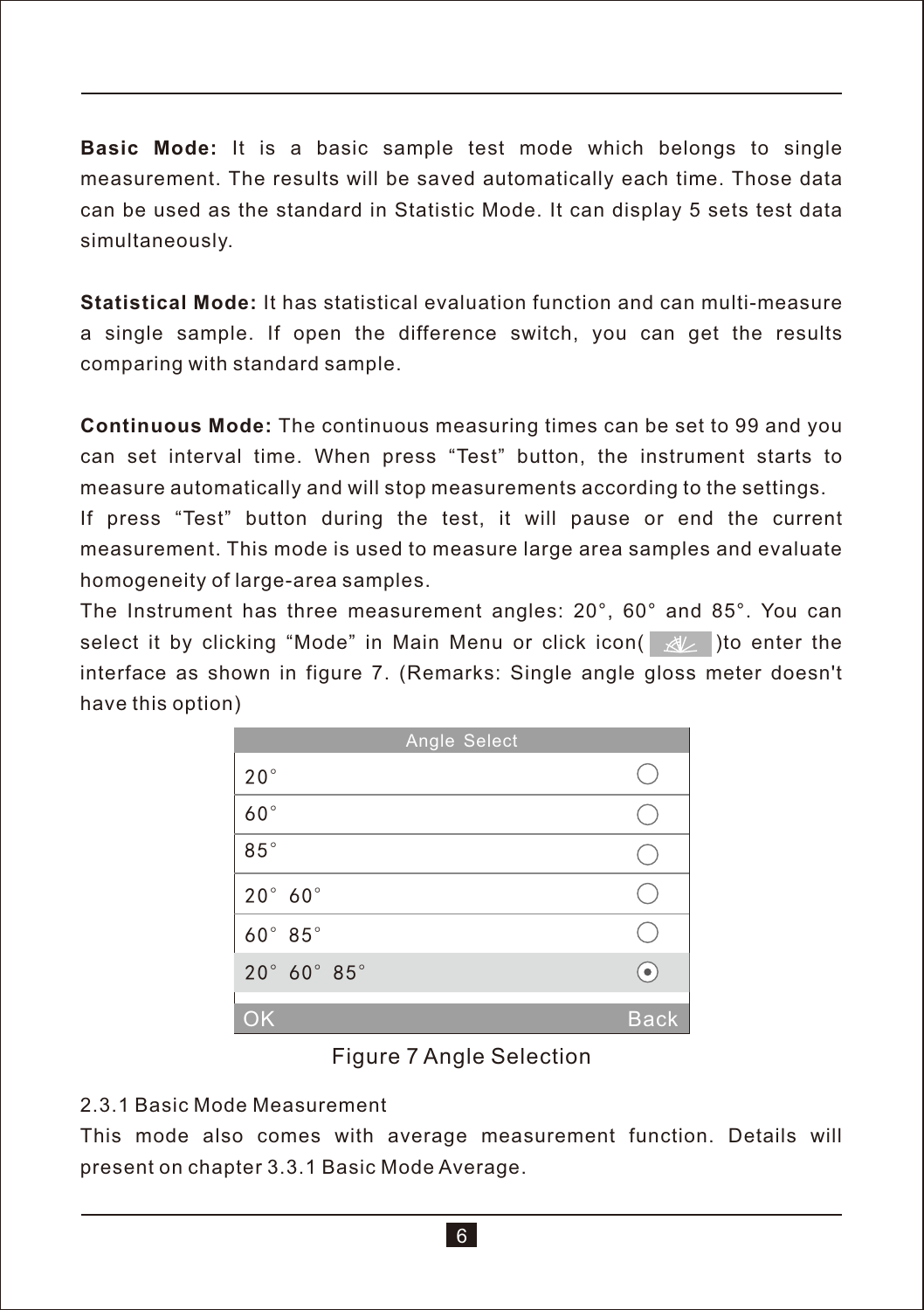**Basic Mode:** It is a basic sample test mode which belongs to single measurement. The results will be saved automatically each time. Those data can be used as the standard in Statistic Mode. It can display 5 sets test data simultaneously.

**Statistical Mode:** It has statistical evaluation function and can multi-measure a single sample. If open the difference switch, you can get the results comparing with standard sample.

**Continuous Mode:** The continuous measuring times can be set to 99 and you can set interval time. When press “Test” button, the instrument starts to measure automatically and will stop measurements according to the settings.
If press “Test” button during the test, it will pause or end the current measurement. This mode is used to measure large area samples and evaluate homogeneity of large-area samples.
The Instrument has three measurement angles: 20°, 60° and 85°. You can select it by clicking “Mode” in Main Menu or click icon( )to enter the interface as shown in figure 7. (Remarks: Single angle gloss meter doesn't have this option)

| Angle Select | |
|---|---|
| 20° | ○ |
| 60° | ○ |
| 85° | ○ |
| 20° 60° | ○ |
| 60° 85° | ○ |
| 20° 60° 85° | ⊙ |
| OK | Back |

Figure 7 Angle Selection

2.3.1 Basic Mode Measurement
This mode also comes with average measurement function. Details will present on chapter 3.3.1 Basic Mode Average.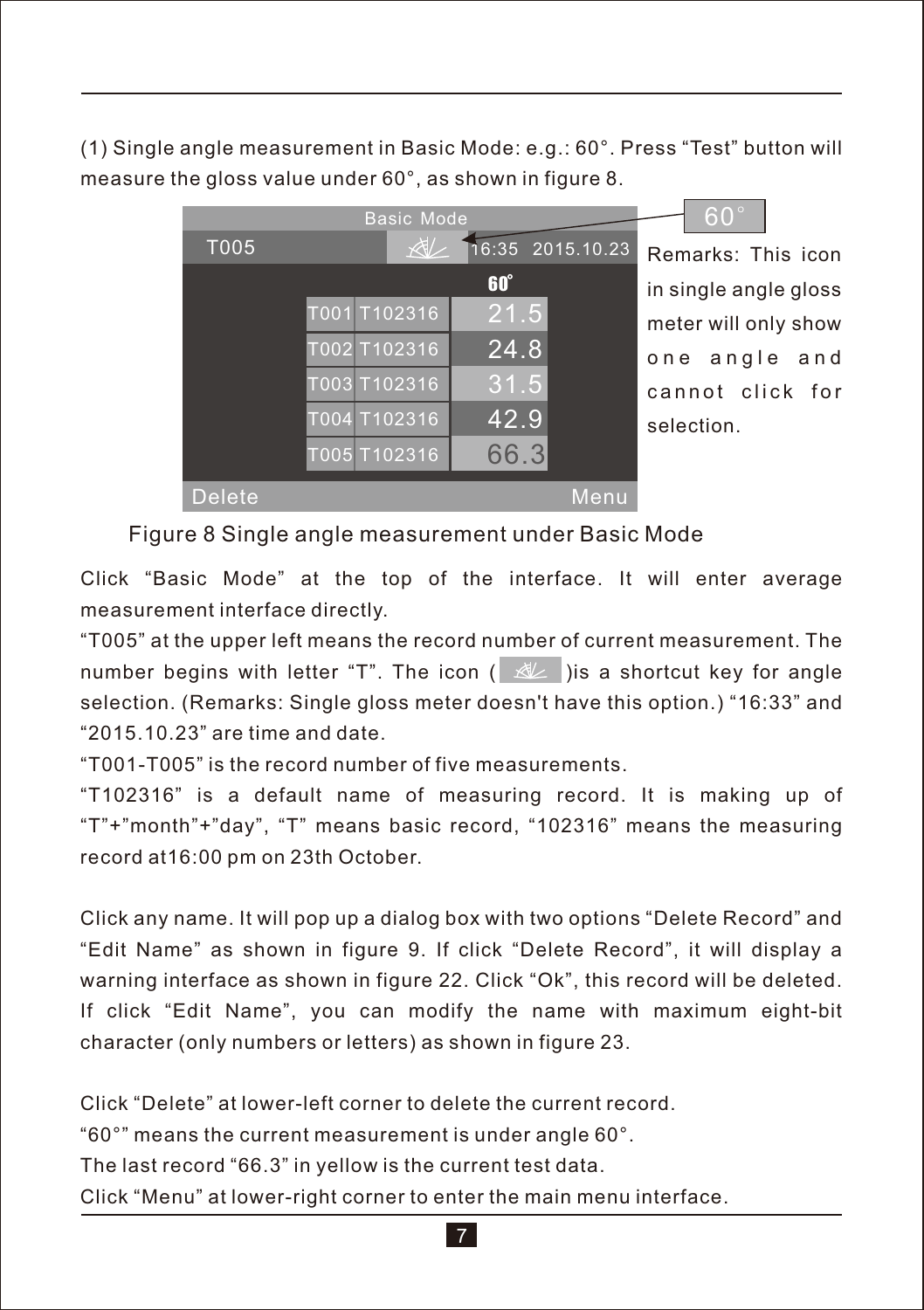(1) Single angle measurement in Basic Mode: e.g.: 60°. Press "Test" button will measure the gloss value under 60°, as shown in figure 8.

Remarks: This icon in single angle gloss meter will only show one angle and cannot click for selection.

Figure 8 Single angle measurement under Basic Mode

Click "Basic Mode" at the top of the interface. It will enter average measurement interface directly.

"T005" at the upper left means the record number of current measurement. The number begins with letter "T". The icon ( )is a shortcut key for angle selection. (Remarks: Single gloss meter doesn't have this option.) "16:33" and "2015.10.23" are time and date.

"T001-T005" is the record number of five measurements.

"T102316" is a default name of measuring record. It is making up of "T"+"month"+"day", "T" means basic record, "102316" means the measuring record at16:00 pm on 23th October.

Click any name. It will pop up a dialog box with two options "Delete Record" and "Edit Name" as shown in figure 9. If click "Delete Record", it will display a warning interface as shown in figure 22. Click "Ok", this record will be deleted. If click "Edit Name", you can modify the name with maximum eight-bit character (only numbers or letters) as shown in figure 23.

Click "Delete" at lower-left corner to delete the current record.

"60°" means the current measurement is under angle 60°.

The last record "66.3" in yellow is the current test data.

Click "Menu" at lower-right corner to enter the main menu interface.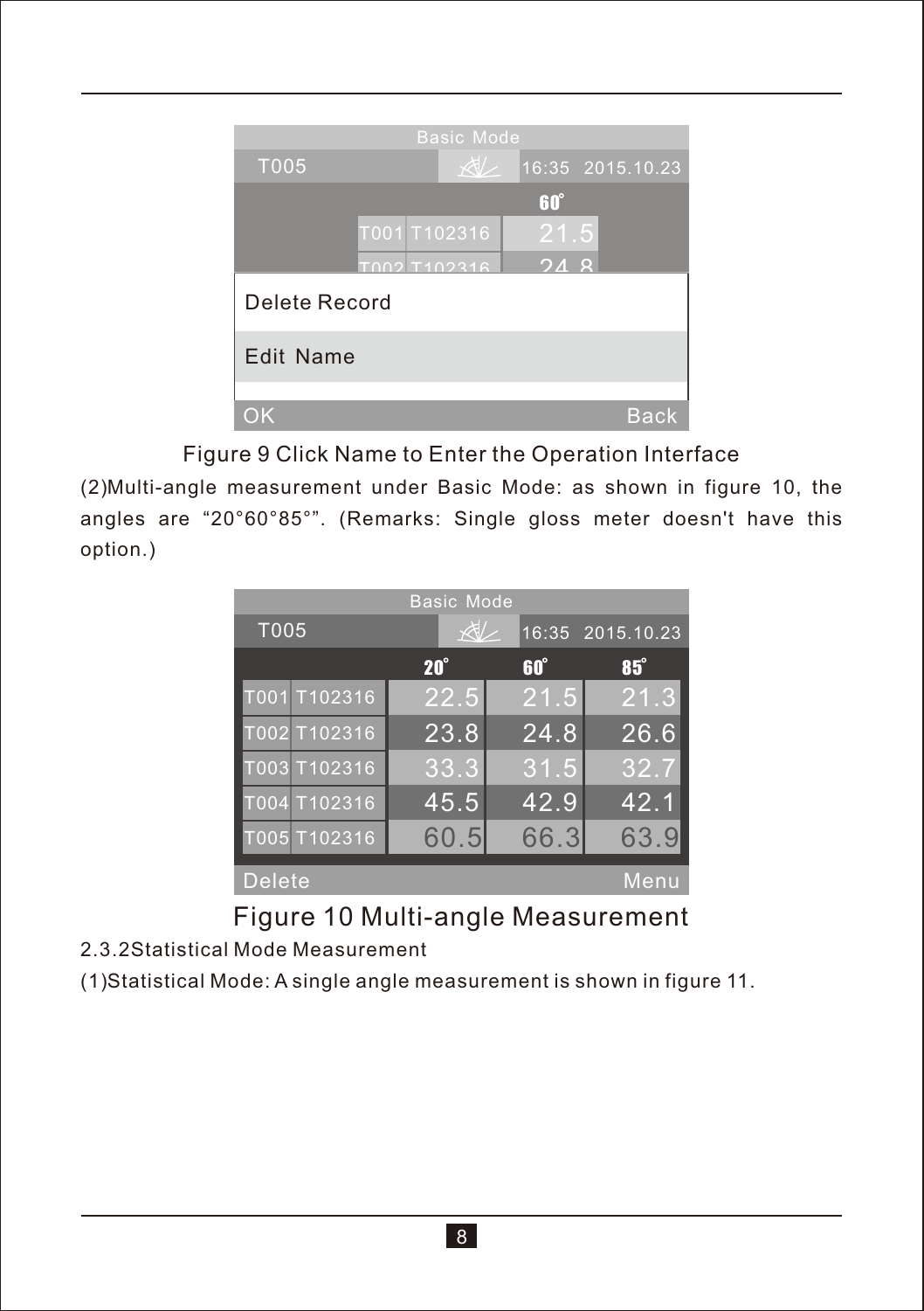Basic Mode

T005　　　16:35　2015.10.23

60°

T001 T102316　21.5

T002 T102316　24.8

Delete Record

Edit Name

OK　　　Back

Figure 9 Click Name to Enter the Operation Interface

(2)Multi-angle measurement under Basic Mode: as shown in figure 10, the angles are “20°60°85°”. (Remarks: Single gloss meter doesn't have this option.)

Basic Mode

T005　　　16:35　2015.10.23

| | | 20° | 60° | 85° |
|---|---|---|---|---|
| T001 | T102316 | 22.5 | 21.5 | 21.3 |
| T002 | T102316 | 23.8 | 24.8 | 26.6 |
| T003 | T102316 | 33.3 | 31.5 | 32.7 |
| T004 | T102316 | 45.5 | 42.9 | 42.1 |
| T005 | T102316 | 60.5 | 66.3 | 63.9 |

Delete　　　Menu

Figure 10 Multi-angle Measurement

2.3.2Statistical Mode Measurement

(1)Statistical Mode: A single angle measurement is shown in figure 11.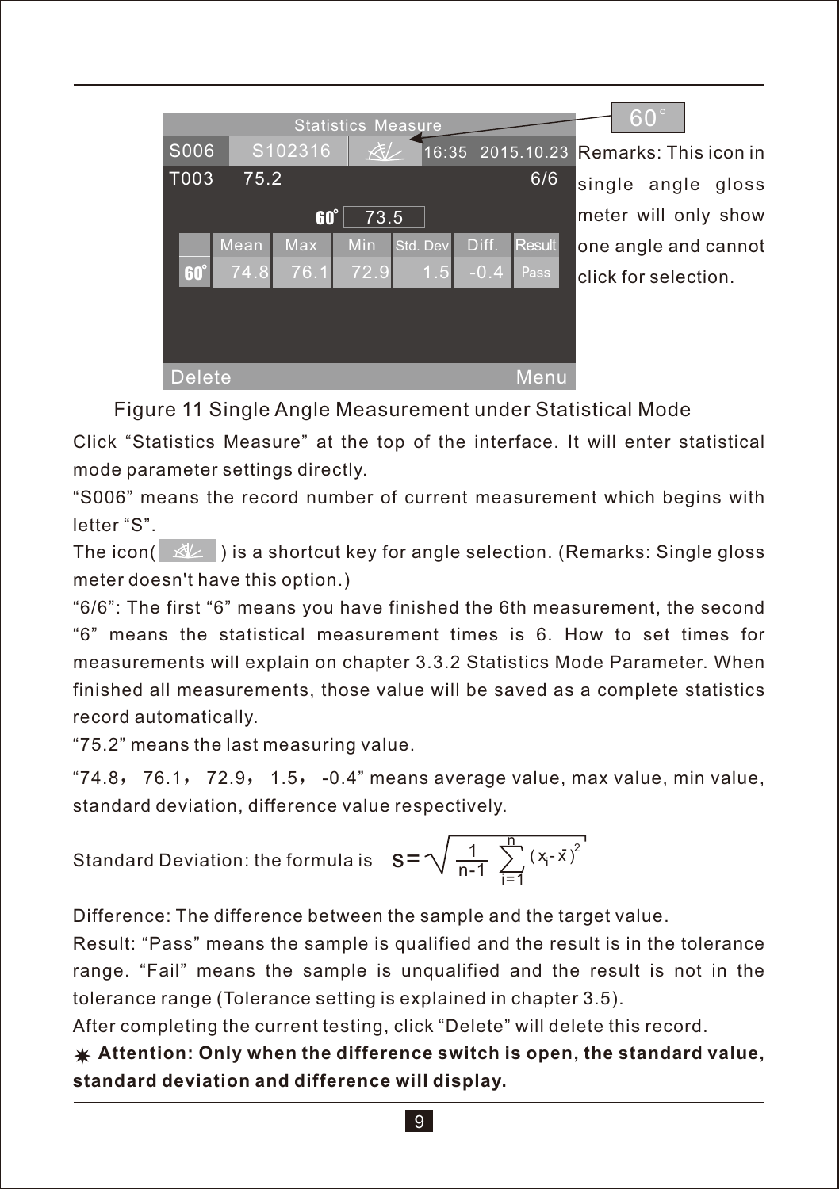Statistics Measure

| S006 | S102316 | | 16:35 2015.10.23 |
|---|---|---|---|
| T003 | 75.2 | | 6/6 |

60° 73.5

| | Mean | Max | Min | Std. Dev | Diff. | Result |
|---|---|---|---|---|---|---|
| 60° | 74.8 | 76.1 | 72.9 | 1.5 | -0.4 | Pass |

Delete　　　　Menu

60°

Remarks: This icon in single angle gloss meter will only show one angle and cannot click for selection.

Figure 11 Single Angle Measurement under Statistical Mode

Click “Statistics Measure” at the top of the interface. It will enter statistical mode parameter settings directly.

“S006” means the record number of current measurement which begins with letter “S”.

The icon( ) is a shortcut key for angle selection. (Remarks: Single gloss meter doesn't have this option.)

“6/6”: The first “6” means you have finished the 6th measurement, the second “6” means the statistical measurement times is 6. How to set times for measurements will explain on chapter 3.3.2 Statistics Mode Parameter. When finished all measurements, those value will be saved as a complete statistics record automatically.

“75.2” means the last measuring value.

“74.8, 76.1, 72.9, 1.5, -0.4” means average value, max value, min value, standard deviation, difference value respectively.

Standard Deviation: the formula is $s=\sqrt{\frac{1}{n-1}\sum_{i=1}^{n}(x_i-\bar{x})^2}$

Difference: The difference between the sample and the target value.

Result: “Pass” means the sample is qualified and the result is in the tolerance range. “Fail” means the sample is unqualified and the result is not in the tolerance range (Tolerance setting is explained in chapter 3.5).

After completing the current testing, click “Delete” will delete this record.

✷ **Attention: Only when the difference switch is open, the standard value, standard deviation and difference will display.**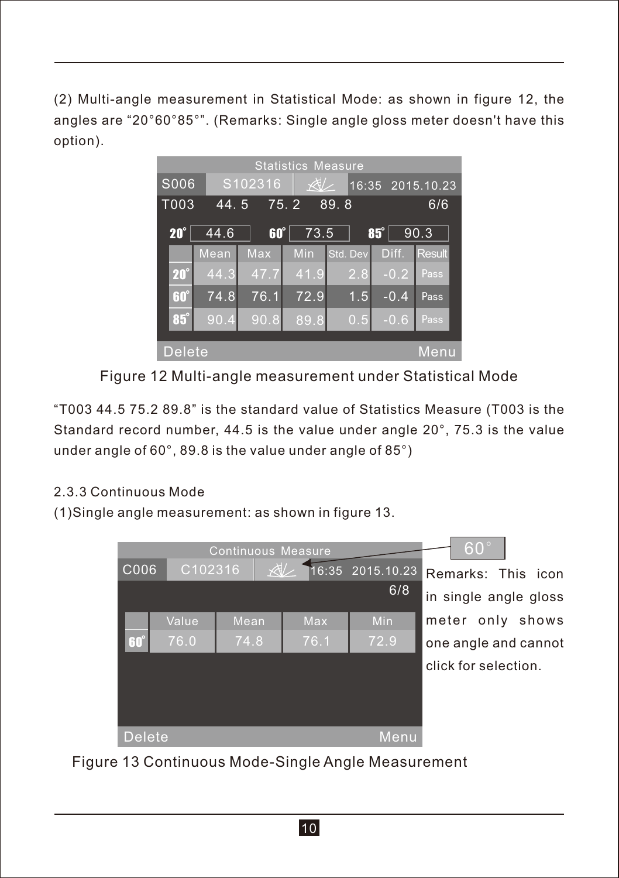(2) Multi-angle measurement in Statistical Mode: as shown in figure 12, the angles are "20°60°85°". (Remarks: Single angle gloss meter doesn't have this option).

| Statistics Measure | | | | | | |
|---|---|---|---|---|---|---|
| S006 | S102316 | | 16:35 2015.10.23 | | | |
| T003 | 44. 5 | 75. 2 | 89. 8 | | | 6/6 |
| 20° 44.6 | | 60° 73.5 | | 85° 90.3 | | |
| | Mean | Max | Min | Std. Dev | Diff. | Result |
| 20° | 44.3 | 47.7 | 41.9 | 2.8 | -0.2 | Pass |
| 60° | 74.8 | 76.1 | 72.9 | 1.5 | -0.4 | Pass |
| 85° | 90.4 | 90.8 | 89.8 | 0.5 | -0.6 | Pass |
| Delete | | | | | | Menu |

Figure 12 Multi-angle measurement under Statistical Mode

"T003 44.5 75.2 89.8" is the standard value of Statistics Measure (T003 is the Standard record number, 44.5 is the value under angle 20°, 75.3 is the value under angle of 60°, 89.8 is the value under angle of 85°)

2.3.3 Continuous Mode

(1)Single angle measurement: as shown in figure 13.

| Continuous Measure | | | | |
|---|---|---|---|---|
| C006 | C102316 | | 16:35 2015.10.23 | |
| | | | | 6/8 |
| | Value | Mean | Max | Min |
| 60° | 76.0 | 74.8 | 76.1 | 72.9 |
| Delete | | | | Menu |

60°

Remarks: This icon in single angle gloss meter only shows one angle and cannot click for selection.

Figure 13 Continuous Mode-Single Angle Measurement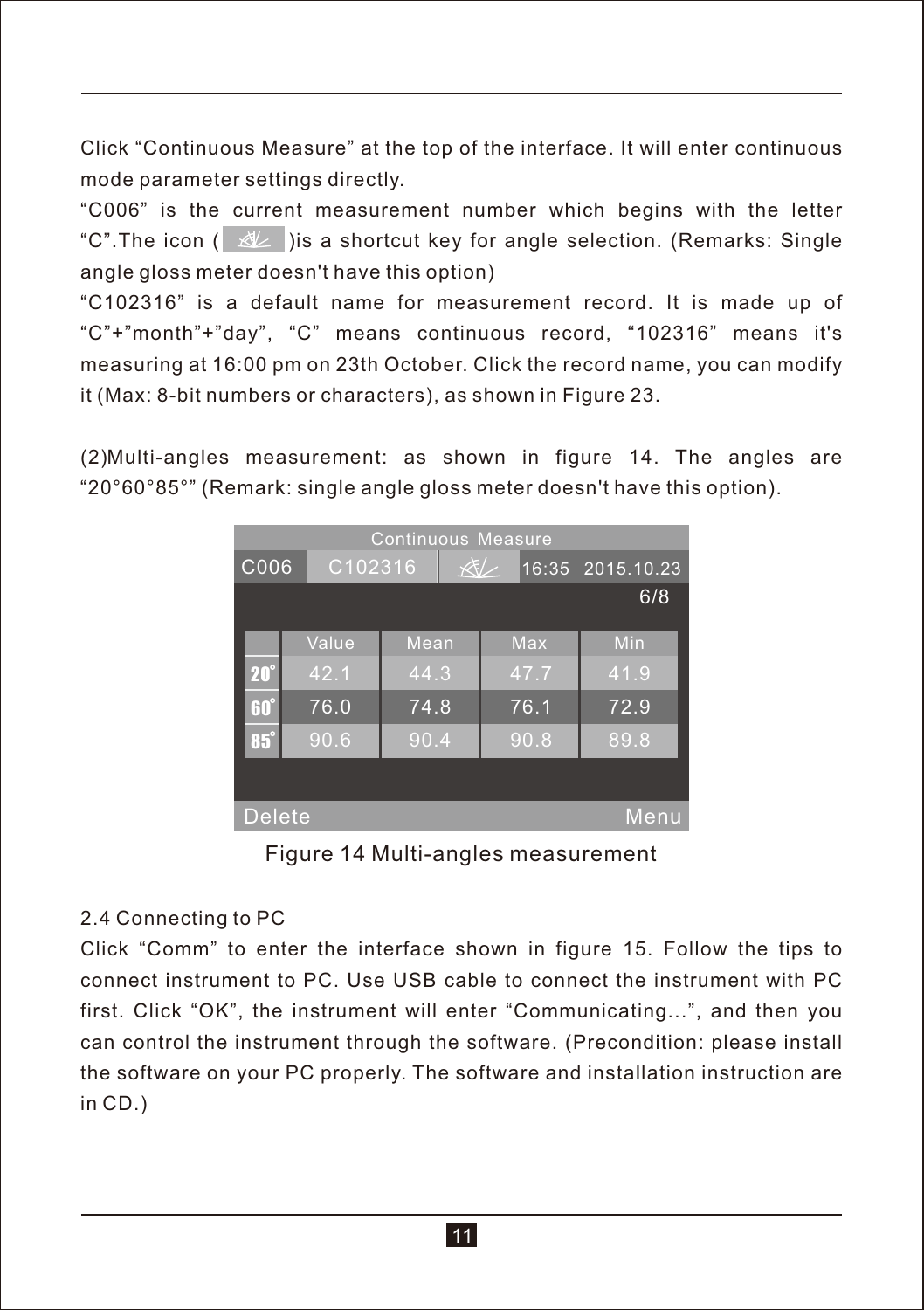Click “Continuous Measure” at the top of the interface. It will enter continuous mode parameter settings directly.

“C006” is the current measurement number which begins with the letter “C”.The icon ( )is a shortcut key for angle selection. (Remarks: Single angle gloss meter doesn't have this option)

“C102316” is a default name for measurement record. It is made up of “C”+”month”+”day”, “C” means continuous record, “102316” means it's measuring at 16:00 pm on 23th October. Click the record name, you can modify it (Max: 8-bit numbers or characters), as shown in Figure 23.

(2)Multi-angles measurement: as shown in figure 14. The angles are “20°60°85°” (Remark: single angle gloss meter doesn't have this option).

Continuous Measure

C006 C102316 16:35 2015.10.23

6/8

| | Value | Mean | Max | Min |
|---|---|---|---|---|
| 20° | 42.1 | 44.3 | 47.7 | 41.9 |
| 60° | 76.0 | 74.8 | 76.1 | 72.9 |
| 85° | 90.6 | 90.4 | 90.8 | 89.8 |

Delete Menu

Figure 14 Multi-angles measurement

2.4 Connecting to PC

Click “Comm” to enter the interface shown in figure 15. Follow the tips to connect instrument to PC. Use USB cable to connect the instrument with PC first. Click “OK”, the instrument will enter “Communicating...”, and then you can control the instrument through the software. (Precondition: please install the software on your PC properly. The software and installation instruction are in CD.)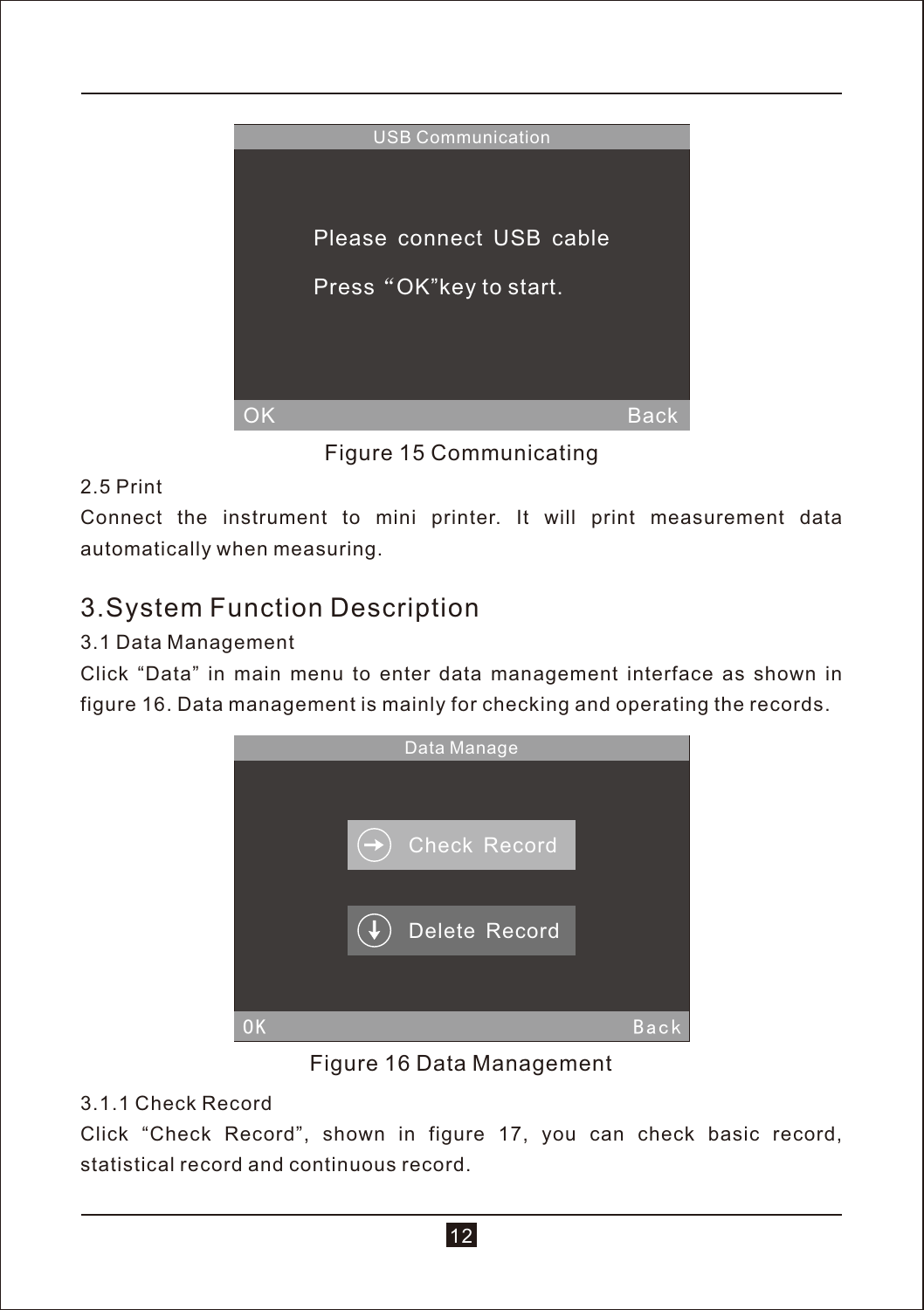USB Communication

Please connect USB cable

Press "OK"key to start.

OK Back

Figure 15 Communicating

2.5 Print

Connect the instrument to mini printer. It will print measurement data automatically when measuring.

# 3.System Function Description

## 3.1 Data Management

Click "Data" in main menu to enter data management interface as shown in figure 16. Data management is mainly for checking and operating the records.

Data Manage

Check Record

Delete Record

OK Back

Figure 16 Data Management

### 3.1.1 Check Record

Click "Check Record", shown in figure 17, you can check basic record, statistical record and continuous record.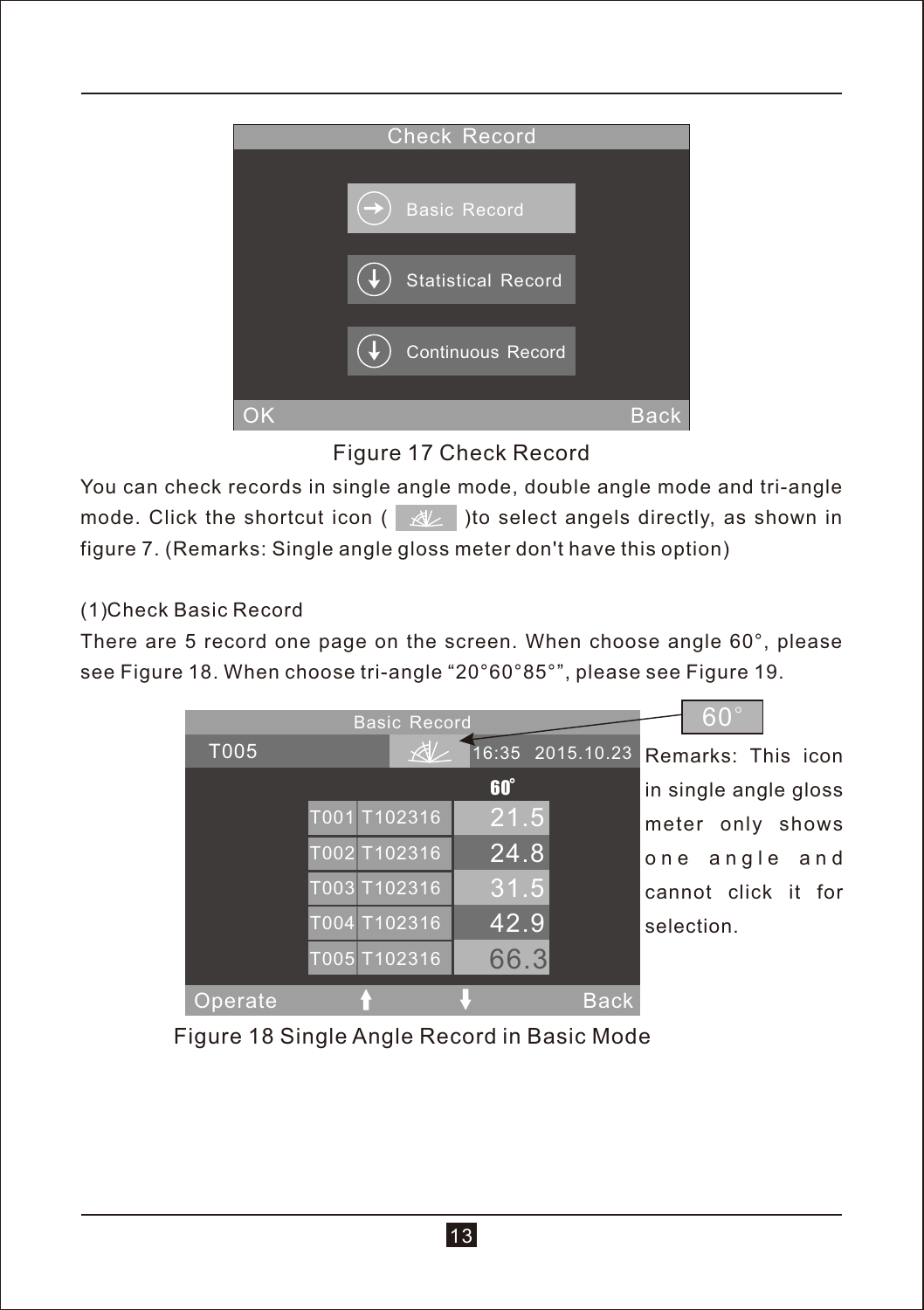Check Record

Basic Record

Statistical Record

Continuous Record

OK Back

Figure 17 Check Record

You can check records in single angle mode, double angle mode and tri-angle mode. Click the shortcut icon ( )to select angels directly, as shown in figure 7. (Remarks: Single angle gloss meter don't have this option)

(1)Check Basic Record

There are 5 record one page on the screen. When choose angle 60°, please see Figure 18. When choose tri-angle “20°60°85°”, please see Figure 19.

Basic Record

T005 16:35 2015.10.23

| | | 60° |
|---|---|---|
| T001 | T102316 | 21.5 |
| T002 | T102316 | 24.8 |
| T003 | T102316 | 31.5 |
| T004 | T102316 | 42.9 |
| T005 | T102316 | 66.3 |

Operate Back

60°

Remarks: This icon in single angle gloss meter only shows one angle and cannot click it for selection.

Figure 18 Single Angle Record in Basic Mode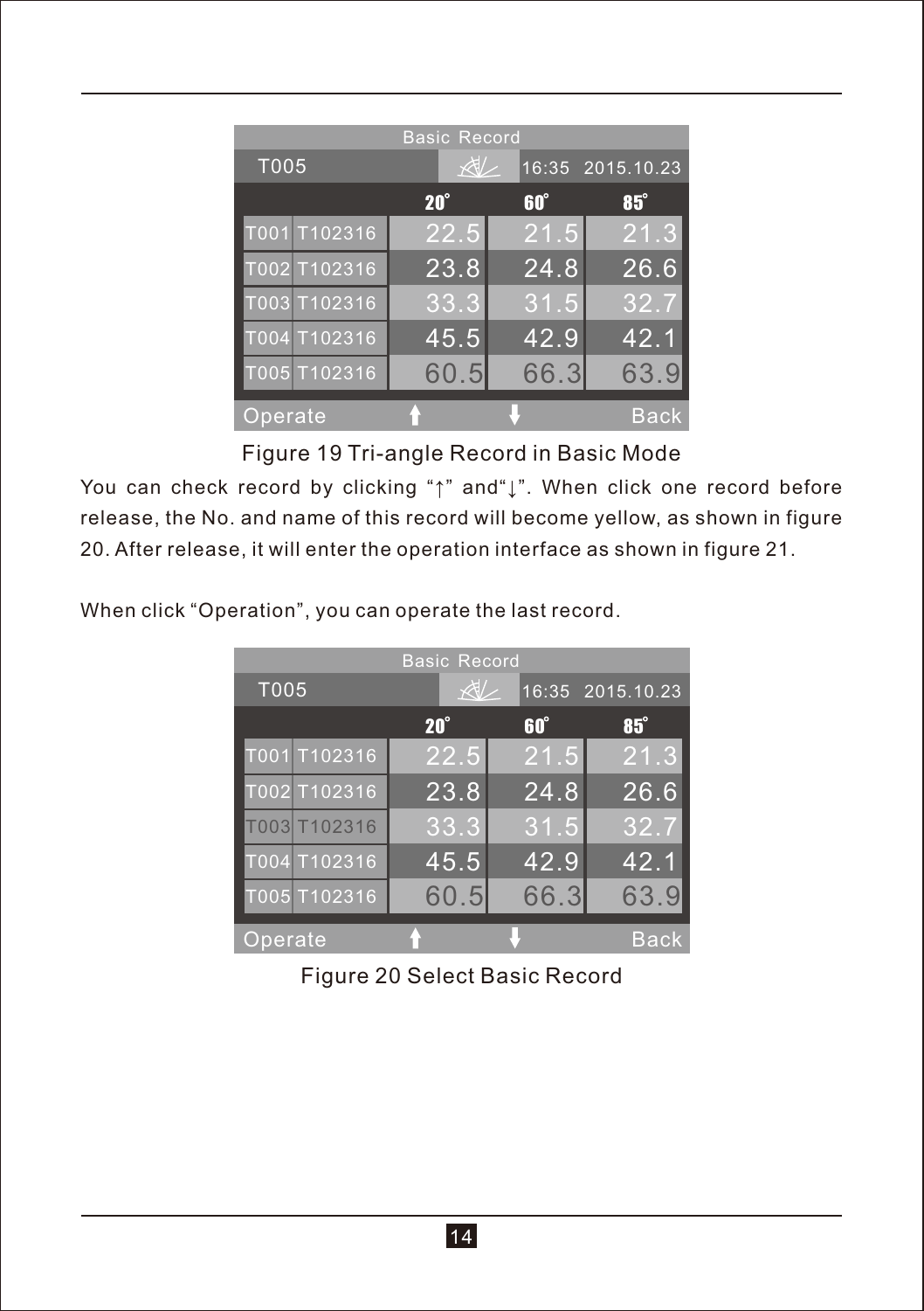| Basic Record | | | | |
|---|---|---|---|---|
| T005 | | 16:35 2015.10.23 | | |
| | | 20° | 60° | 85° |
| T001 | T102316 | 22.5 | 21.5 | 21.3 |
| T002 | T102316 | 23.8 | 24.8 | 26.6 |
| T003 | T102316 | 33.3 | 31.5 | 32.7 |
| T004 | T102316 | 45.5 | 42.9 | 42.1 |
| T005 | T102316 | 60.5 | 66.3 | 63.9 |
| Operate | ↑ | ↓ | | Back |

Figure 19 Tri-angle Record in Basic Mode

You can check record by clicking "↑" and"↓". When click one record before release, the No. and name of this record will become yellow, as shown in figure 20. After release, it will enter the operation interface as shown in figure 21.

When click "Operation", you can operate the last record.

| Basic Record | | | | |
|---|---|---|---|---|
| T005 | | 16:35 2015.10.23 | | |
| | | 20° | 60° | 85° |
| T001 | T102316 | 22.5 | 21.5 | 21.3 |
| T002 | T102316 | 23.8 | 24.8 | 26.6 |
| T003 | T102316 | 33.3 | 31.5 | 32.7 |
| T004 | T102316 | 45.5 | 42.9 | 42.1 |
| T005 | T102316 | 60.5 | 66.3 | 63.9 |
| Operate | ↑ | ↓ | | Back |

Figure 20 Select Basic Record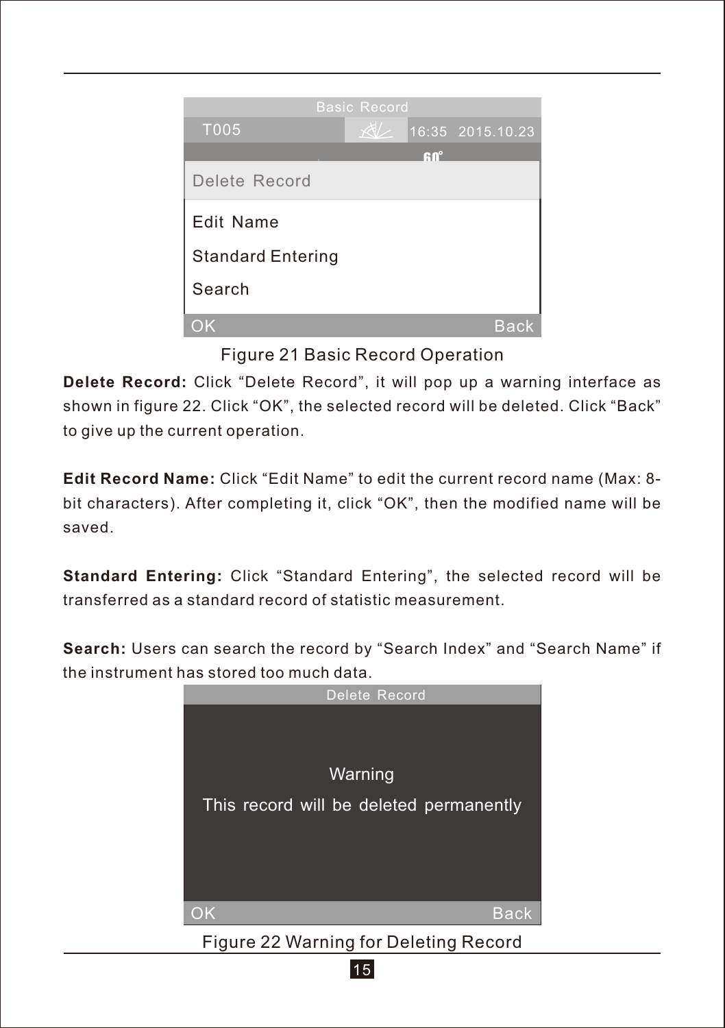Figure 21 Basic Record Operation

**Delete Record:** Click “Delete Record”, it will pop up a warning interface as shown in figure 22. Click “OK”, the selected record will be deleted. Click “Back” to give up the current operation.

**Edit Record Name:** Click “Edit Name” to edit the current record name (Max: 8-bit characters). After completing it, click “OK”, then the modified name will be saved.

**Standard Entering:** Click “Standard Entering”, the selected record will be transferred as a standard record of statistic measurement.

**Search:** Users can search the record by “Search Index” and “Search Name” if the instrument has stored too much data.

Figure 22 Warning for Deleting Record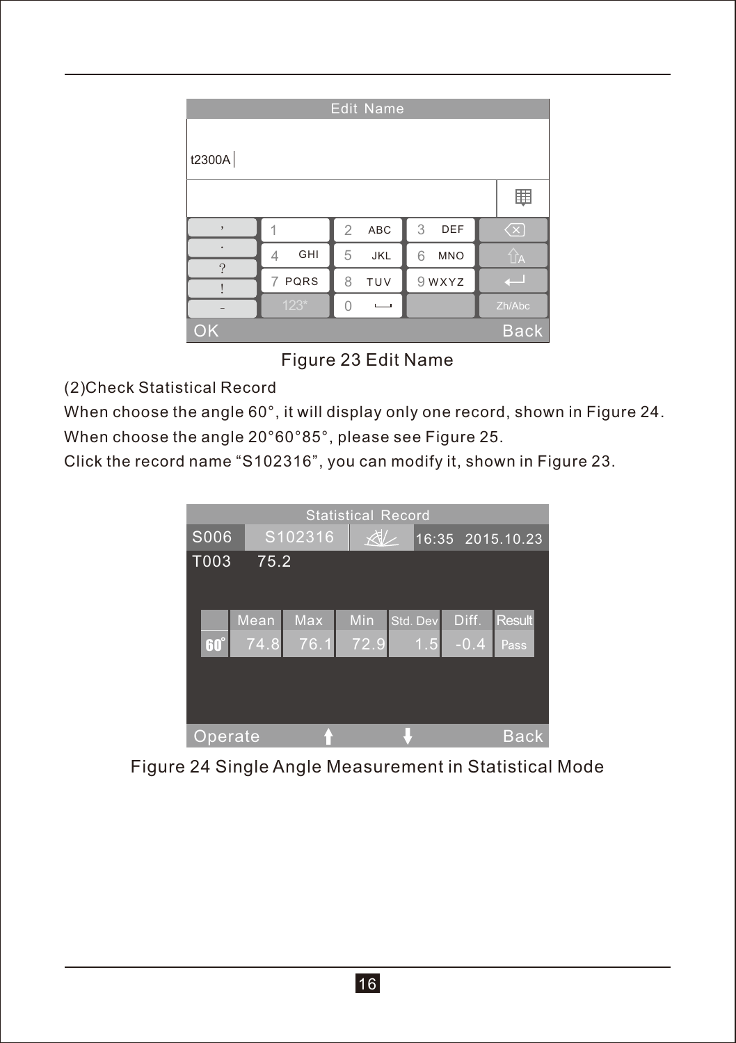Figure 23 Edit Name

(2)Check Statistical Record

When choose the angle 60°, it will display only one record, shown in Figure 24.

When choose the angle 20°60°85°, please see Figure 25.

Click the record name “S102316”, you can modify it, shown in Figure 23.

Figure 24 Single Angle Measurement in Statistical Mode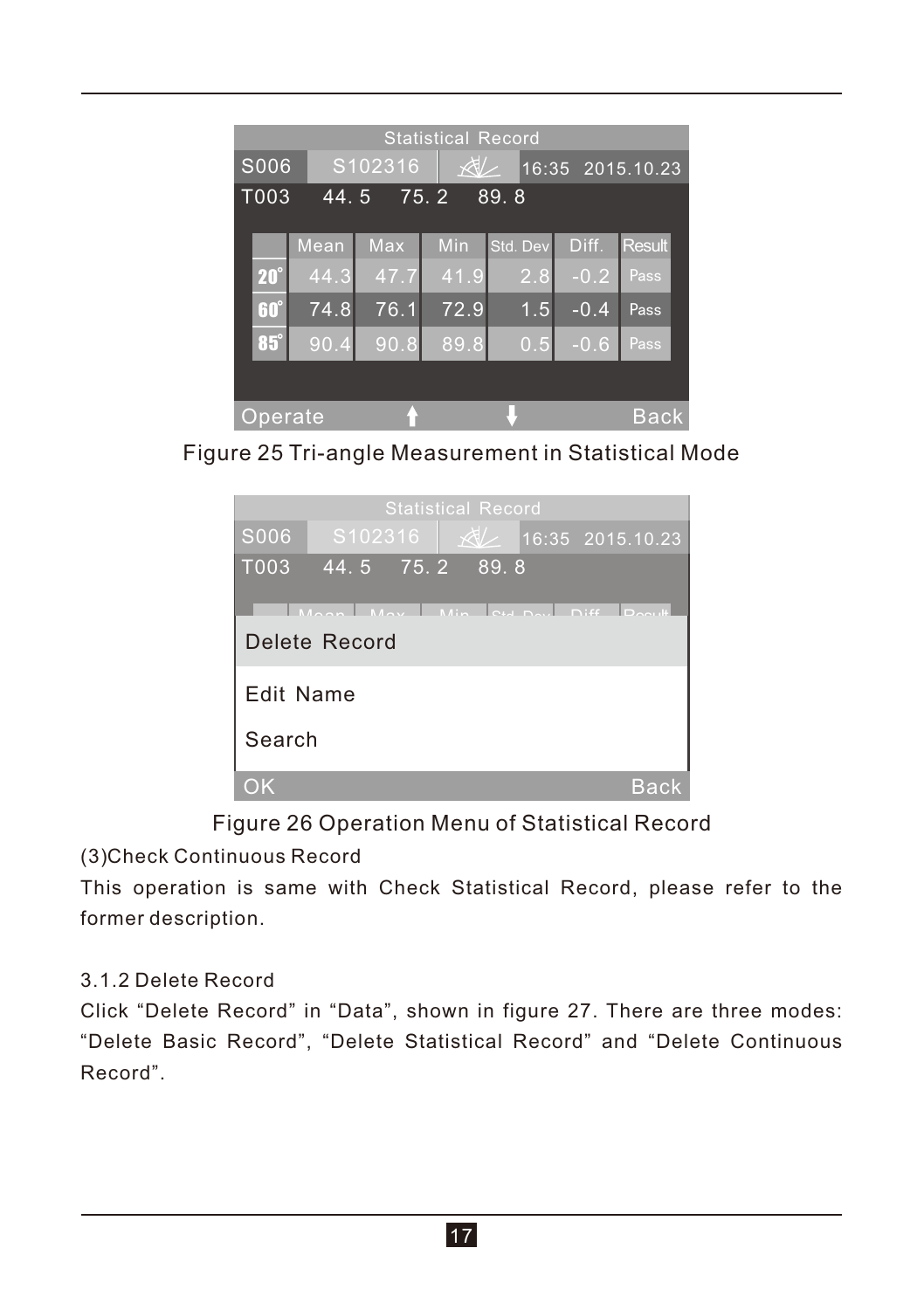| | Statistical Record | | | | |
|---|---|---|---|---|---|
| S006 | S102316 | | 16:35 2015.10.23 | | |
| T003 | 44.5 | 75.2 | 89.8 | | |

| | Mean | Max | Min | Std. Dev | Diff. | Result |
|---|---|---|---|---|---|---|
| 20° | 44.3 | 47.7 | 41.9 | 2.8 | -0.2 | Pass |
| 60° | 74.8 | 76.1 | 72.9 | 1.5 | -0.4 | Pass |
| 85° | 90.4 | 90.8 | 89.8 | 0.5 | -0.6 | Pass |

Operate ↑ ↓ Back

Figure 25 Tri-angle Measurement in Statistical Mode

Statistical Record

S006 S102316 16:35 2015.10.23

T003 44.5 75.2 89.8

- Delete Record
- Edit Name
- Search

OK Back

Figure 26 Operation Menu of Statistical Record

(3)Check Continuous Record

This operation is same with Check Statistical Record, please refer to the former description.

3.1.2 Delete Record

Click “Delete Record” in “Data”, shown in figure 27. There are three modes: “Delete Basic Record”, “Delete Statistical Record” and “Delete Continuous Record”.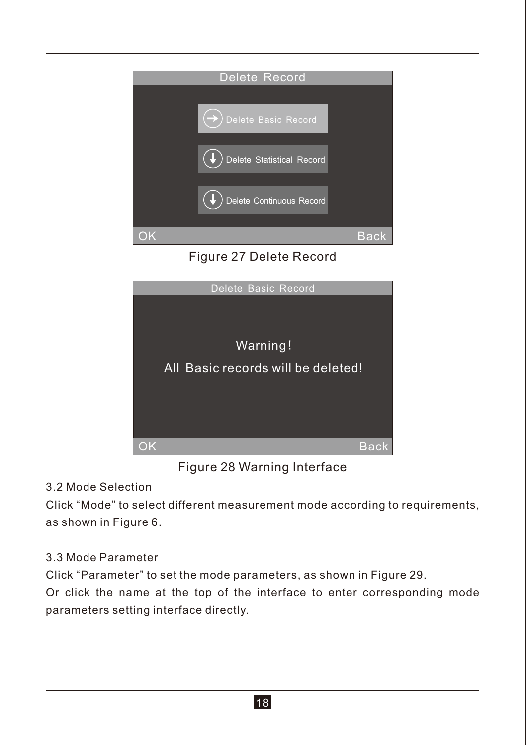Delete Record

Delete Basic Record

Delete Statistical Record

Delete Continuous Record

OK Back

Figure 27 Delete Record

Delete Basic Record

Warning!

All Basic records will be deleted!

OK Back

Figure 28 Warning Interface

### 3.2 Mode Selection

Click “Mode” to select different measurement mode according to requirements, as shown in Figure 6.

### 3.3 Mode Parameter

Click “Parameter” to set the mode parameters, as shown in Figure 29.

Or click the name at the top of the interface to enter corresponding mode parameters setting interface directly.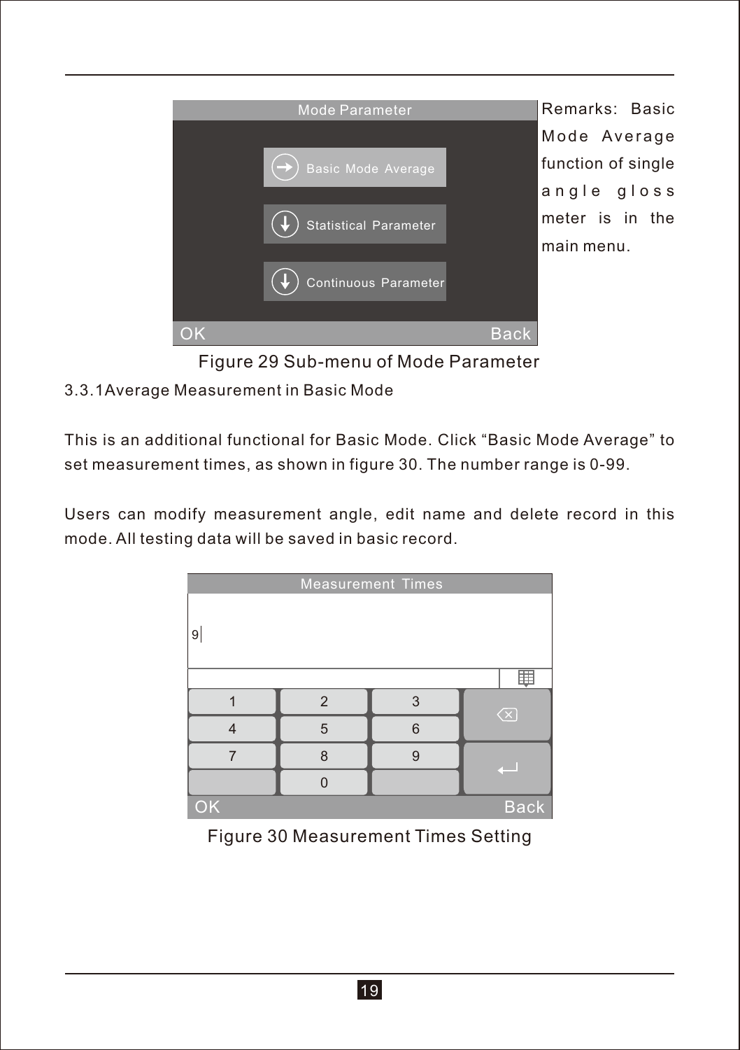Mode Parameter

Basic Mode Average

Statistical Parameter

Continuous Parameter

OK Back

Remarks: Basic Mode Average function of single angle gloss meter is in the main menu.

Figure 29 Sub-menu of Mode Parameter

### 3.3.1Average Measurement in Basic Mode

This is an additional functional for Basic Mode. Click "Basic Mode Average" to set measurement times, as shown in figure 30. The number range is 0-99.

Users can modify measurement angle, edit name and delete record in this mode. All testing data will be saved in basic record.

Measurement Times

9

| 1 | 2 | 3 |
|---|---|---|
| 4 | 5 | 6 |
| 7 | 8 | 9 |
| | 0 | |

OK Back

Figure 30 Measurement Times Setting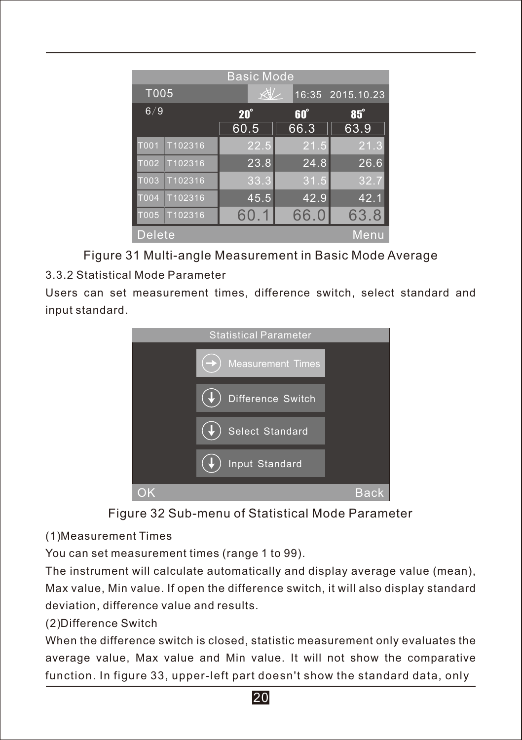| Basic Mode | | | | |
|---|---|---|---|---|
| T005 | | 16:35 2015.10.23 | | |
| 6/9 | | 20° | 60° | 85° |
| | | 60.5 | 66.3 | 63.9 |
| T001 | T102316 | 22.5 | 21.5 | 21.3 |
| T002 | T102316 | 23.8 | 24.8 | 26.6 |
| T003 | T102316 | 33.3 | 31.5 | 32.7 |
| T004 | T102316 | 45.5 | 42.9 | 42.1 |
| T005 | T102316 | 60.1 | 66.0 | 63.8 |
| Delete | | | | Menu |

Figure 31 Multi-angle Measurement in Basic Mode Average

### 3.3.2 Statistical Mode Parameter

Users can set measurement times, difference switch, select standard and input standard.

Statistical Parameter

- Measurement Times
- Difference Switch
- Select Standard
- Input Standard

OK — Back

Figure 32 Sub-menu of Statistical Mode Parameter

(1)Measurement Times

You can set measurement times (range 1 to 99).

The instrument will calculate automatically and display average value (mean), Max value, Min value. If open the difference switch, it will also display standard deviation, difference value and results.

(2)Difference Switch

When the difference switch is closed, statistic measurement only evaluates the average value, Max value and Min value. It will not show the comparative function. In figure 33, upper-left part doesn't show the standard data, only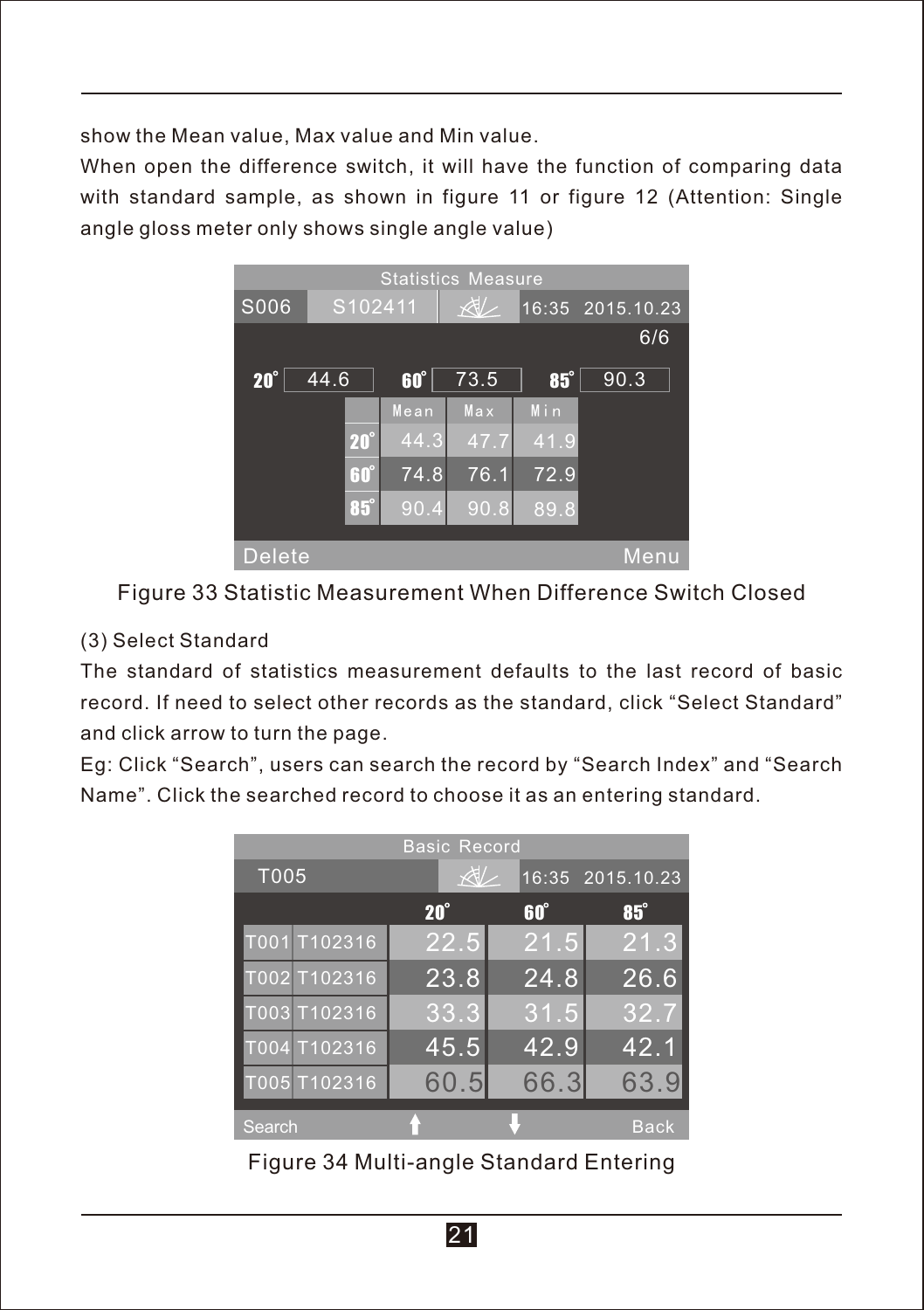show the Mean value, Max value and Min value.

When open the difference switch, it will have the function of comparing data with standard sample, as shown in figure 11 or figure 12 (Attention: Single angle gloss meter only shows single angle value)

| Statistics Measure | | | |
|---|---|---|---|
| S006 | S102411 | 16:35 | 2015.10.23 |
| | | | 6/6 |
| 20° 44.6 | 60° 73.5 | 85° 90.3 | |
| | Mean | Max | Min |
| 20° | 44.3 | 47.7 | 41.9 |
| 60° | 74.8 | 76.1 | 72.9 |
| 85° | 90.4 | 90.8 | 89.8 |
| Delete | | | Menu |

Figure 33 Statistic Measurement When Difference Switch Closed

(3) Select Standard

The standard of statistics measurement defaults to the last record of basic record. If need to select other records as the standard, click “Select Standard” and click arrow to turn the page.

Eg: Click “Search”, users can search the record by “Search Index” and “Search Name”. Click the searched record to choose it as an entering standard.

| Basic Record | | | | |
|---|---|---|---|---|
| T005 | | | 16:35 | 2015.10.23 |
| | | 20° | 60° | 85° |
| T001 | T102316 | 22.5 | 21.5 | 21.3 |
| T002 | T102316 | 23.8 | 24.8 | 26.6 |
| T003 | T102316 | 33.3 | 31.5 | 32.7 |
| T004 | T102316 | 45.5 | 42.9 | 42.1 |
| T005 | T102316 | 60.5 | 66.3 | 63.9 |
| Search | | ↑ | ↓ | Back |

Figure 34 Multi-angle Standard Entering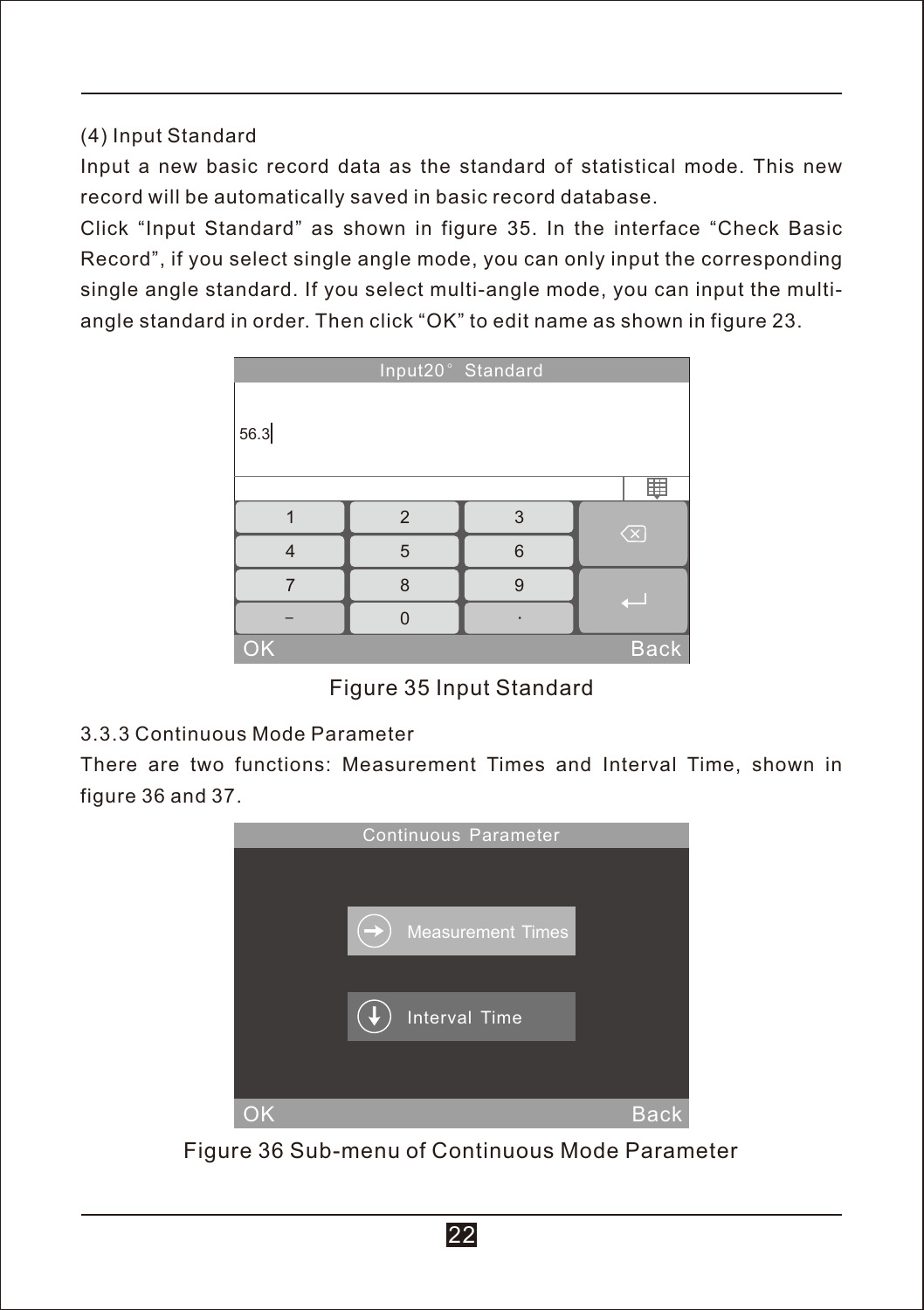(4) Input Standard

Input a new basic record data as the standard of statistical mode. This new record will be automatically saved in basic record database.

Click “Input Standard” as shown in figure 35. In the interface “Check Basic Record”, if you select single angle mode, you can only input the corresponding single angle standard. If you select multi-angle mode, you can input the multi-angle standard in order. Then click “OK” to edit name as shown in figure 23.

Figure 35 Input Standard

3.3.3 Continuous Mode Parameter

There are two functions: Measurement Times and Interval Time, shown in figure 36 and 37.

Figure 36 Sub-menu of Continuous Mode Parameter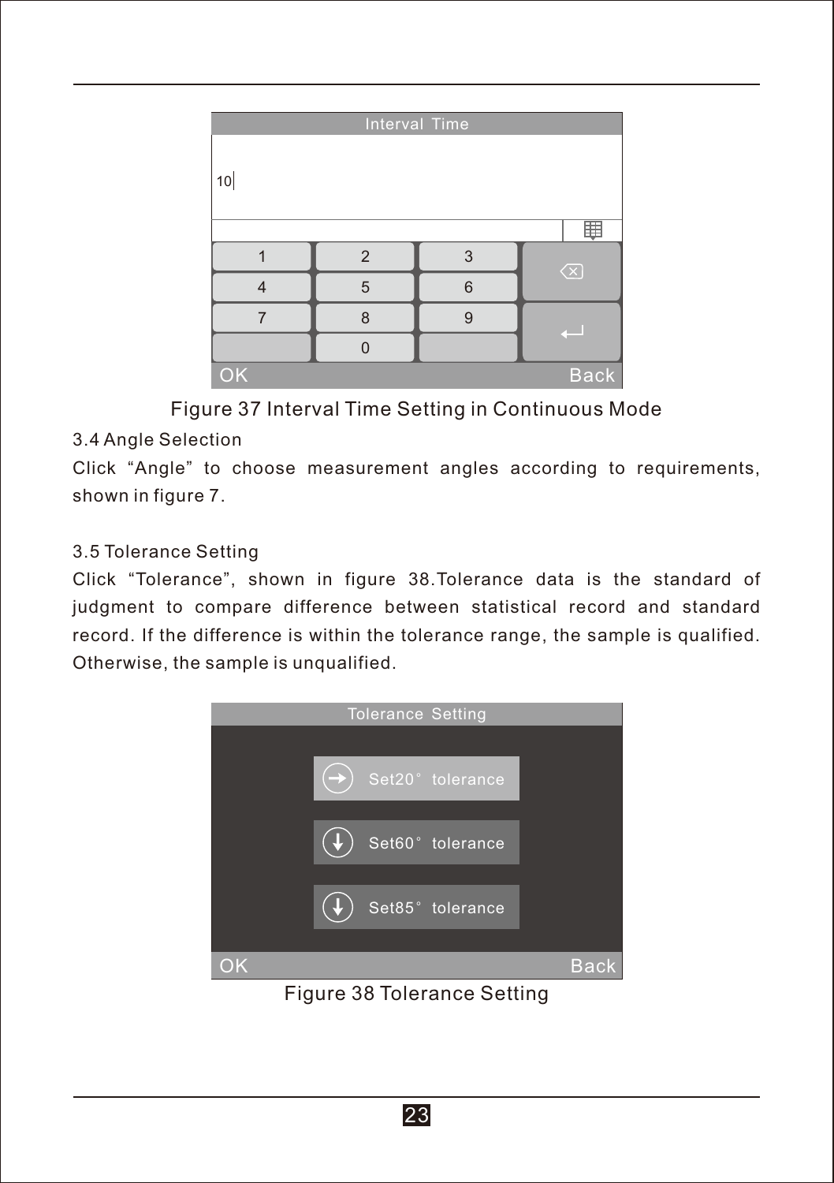Figure 37 Interval Time Setting in Continuous Mode

### 3.4 Angle Selection

Click “Angle” to choose measurement angles according to requirements, shown in figure 7.

### 3.5 Tolerance Setting

Click “Tolerance”, shown in figure 38.Tolerance data is the standard of judgment to compare difference between statistical record and standard record. If the difference is within the tolerance range, the sample is qualified. Otherwise, the sample is unqualified.

Figure 38 Tolerance Setting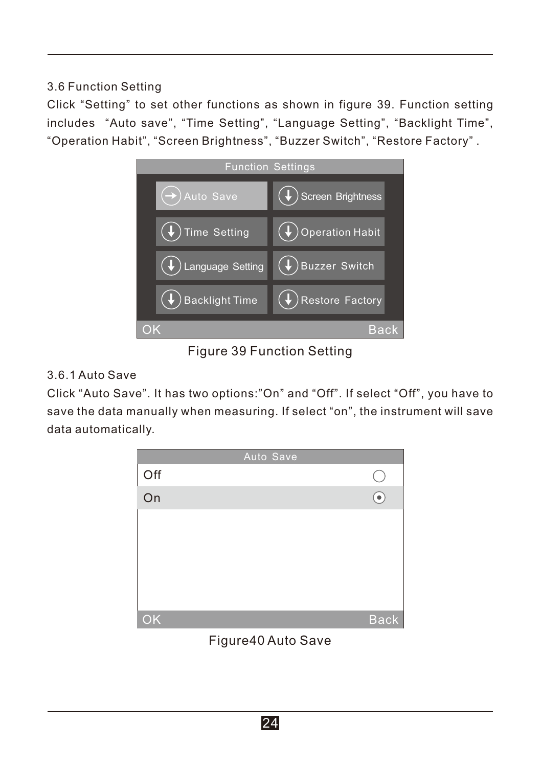### 3.6 Function Setting

Click “Setting” to set other functions as shown in figure 39. Function setting includes “Auto save”, “Time Setting”, “Language Setting”, “Backlight Time”, “Operation Habit”, “Screen Brightness”, “Buzzer Switch”, “Restore Factory” .

Figure 39 Function Setting

#### 3.6.1 Auto Save

Click “Auto Save”. It has two options:”On” and “Off”. If select “Off”, you have to save the data manually when measuring. If select “on”, the instrument will save data automatically.

Figure40 Auto Save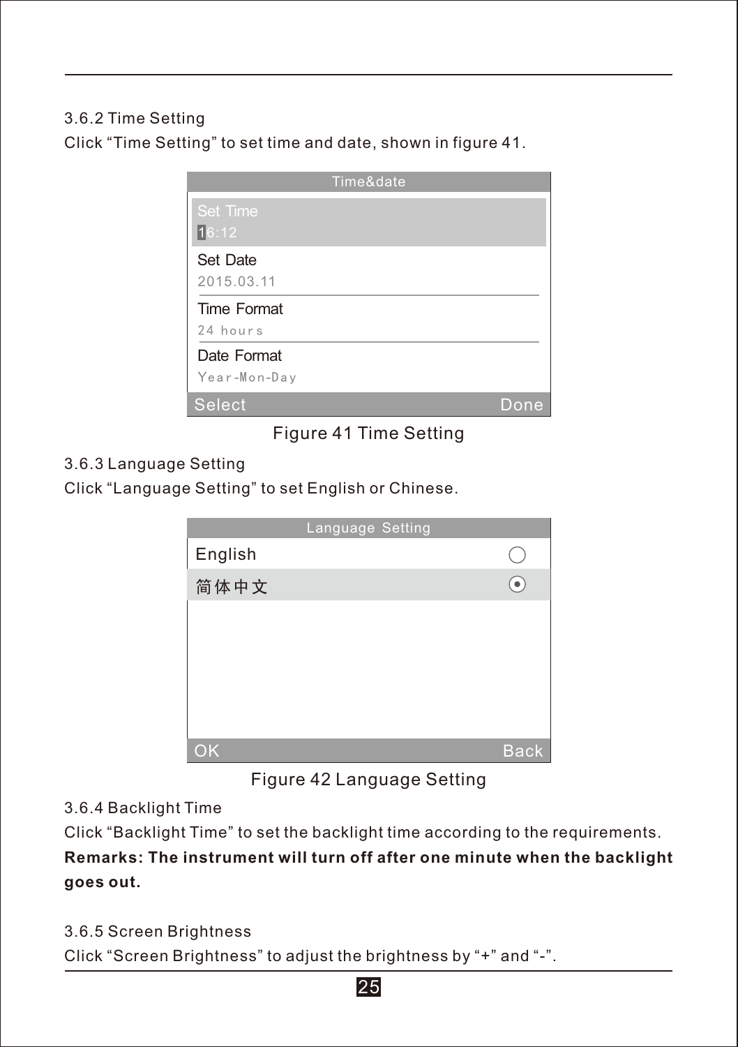### 3.6.2 Time Setting

Click “Time Setting” to set time and date, shown in figure 41.

Time&date

Set Time
16:12

Set Date
2015.03.11

Time Format
24 hours

Date Format
Year-Mon-Day

Select Done

Figure 41 Time Setting

### 3.6.3 Language Setting

Click “Language Setting” to set English or Chinese.

Language Setting

English

简体中文

OK Back

Figure 42 Language Setting

### 3.6.4 Backlight Time

Click “Backlight Time” to set the backlight time according to the requirements.

**Remarks: The instrument will turn off after one minute when the backlight goes out.**

### 3.6.5 Screen Brightness

Click “Screen Brightness” to adjust the brightness by “+” and “-”.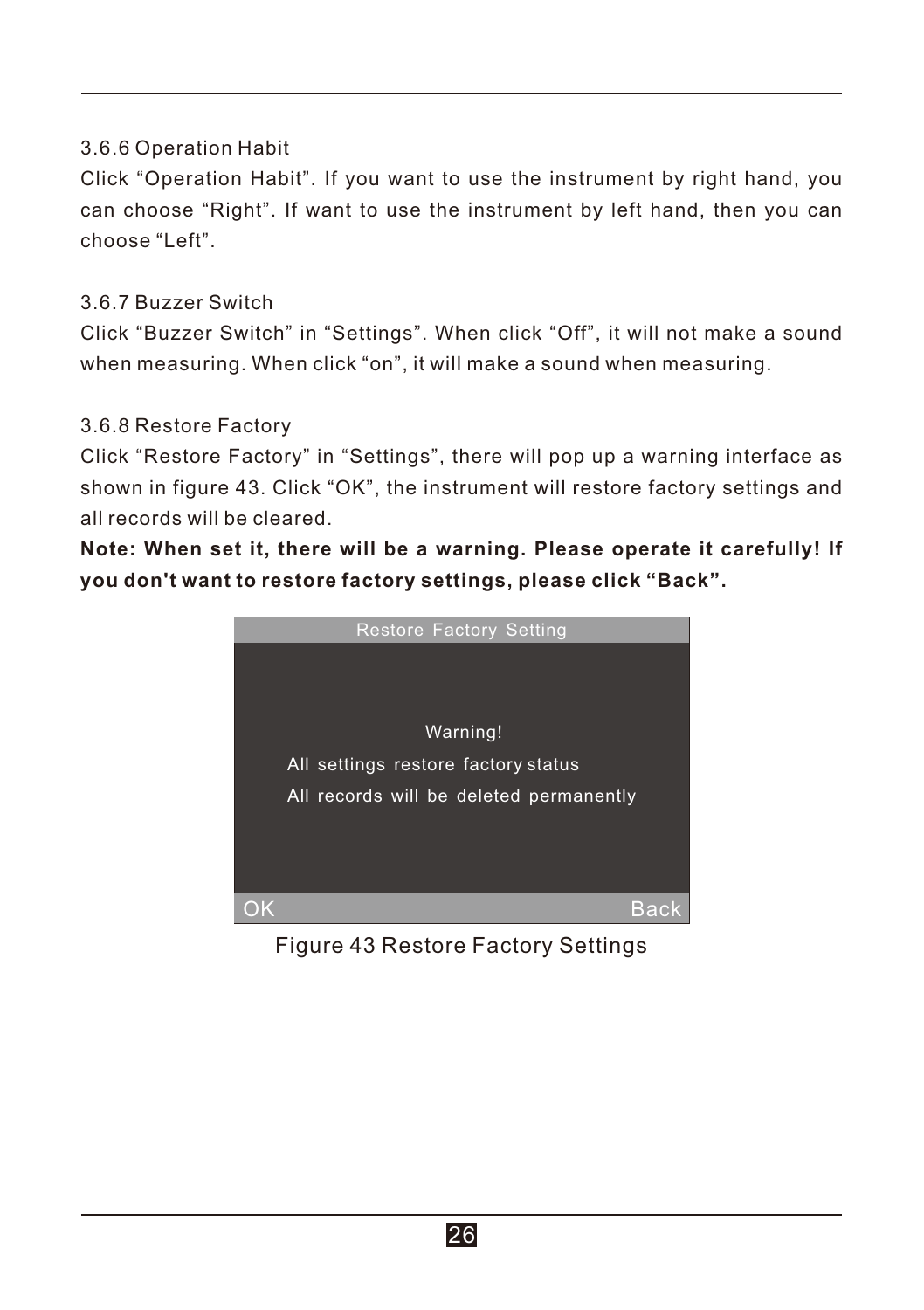### 3.6.6 Operation Habit

Click “Operation Habit”. If you want to use the instrument by right hand, you can choose “Right”. If want to use the instrument by left hand, then you can choose “Left”.

### 3.6.7 Buzzer Switch

Click “Buzzer Switch” in “Settings”. When click “Off”, it will not make a sound when measuring. When click “on”, it will make a sound when measuring.

### 3.6.8 Restore Factory

Click “Restore Factory” in “Settings”, there will pop up a warning interface as shown in figure 43. Click “OK”, the instrument will restore factory settings and all records will be cleared.

**Note: When set it, there will be a warning. Please operate it carefully! If you don't want to restore factory settings, please click “Back”.**

Restore Factory Setting

Warning!

All settings restore factory status

All records will be deleted permanently

OK Back

Figure 43 Restore Factory Settings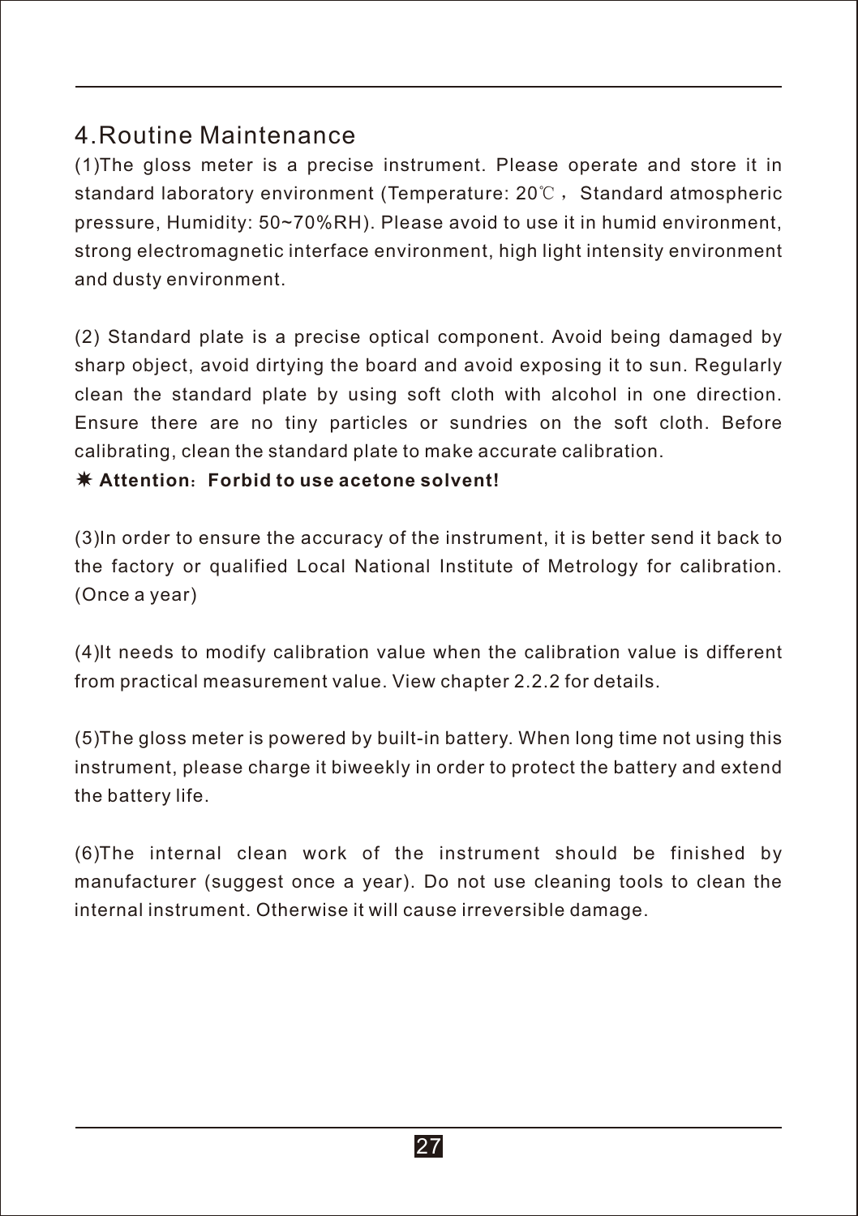## 4.Routine Maintenance

(1)The gloss meter is a precise instrument. Please operate and store it in standard laboratory environment (Temperature: 20℃， Standard atmospheric pressure, Humidity: 50~70%RH). Please avoid to use it in humid environment, strong electromagnetic interface environment, high light intensity environment and dusty environment.

(2) Standard plate is a precise optical component. Avoid being damaged by sharp object, avoid dirtying the board and avoid exposing it to sun. Regularly clean the standard plate by using soft cloth with alcohol in one direction. Ensure there are no tiny particles or sundries on the soft cloth. Before calibrating, clean the standard plate to make accurate calibration.

✷ **Attention：Forbid to use acetone solvent!**

(3)In order to ensure the accuracy of the instrument, it is better send it back to the factory or qualified Local National Institute of Metrology for calibration. (Once a year)

(4)It needs to modify calibration value when the calibration value is different from practical measurement value. View chapter 2.2.2 for details.

(5)The gloss meter is powered by built-in battery. When long time not using this instrument, please charge it biweekly in order to protect the battery and extend the battery life.

(6)The internal clean work of the instrument should be finished by manufacturer (suggest once a year). Do not use cleaning tools to clean the internal instrument. Otherwise it will cause irreversible damage.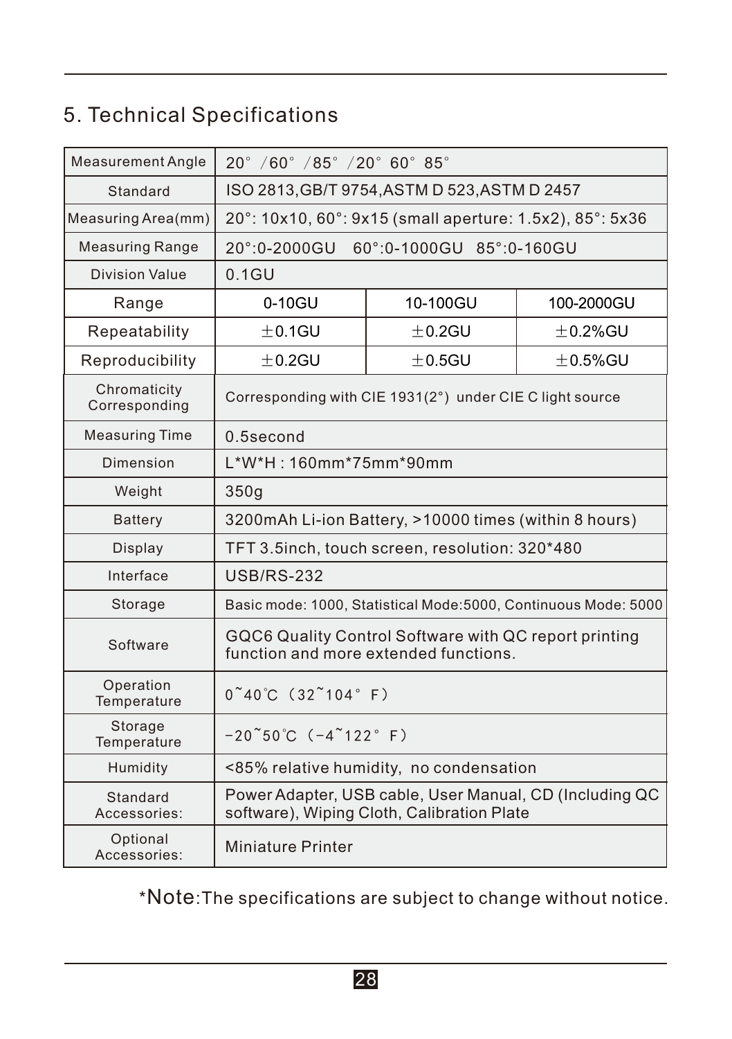## 5. Technical Specifications

| Measurement Angle | 20° /60° /85° /20° 60° 85° | | |
|---|---|---|---|
| Standard | ISO 2813,GB/T 9754,ASTM D 523,ASTM D 2457 | | |
| Measuring Area(mm) | 20°: 10x10, 60°: 9x15 (small aperture: 1.5x2), 85°: 5x36 | | |
| Measuring Range | 20°:0-2000GU 60°:0-1000GU 85°:0-160GU | | |
| Division Value | 0.1GU | | |
| Range | 0-10GU | 10-100GU | 100-2000GU |
| Repeatability | ±0.1GU | ±0.2GU | ±0.2%GU |
| Reproducibility | ±0.2GU | ±0.5GU | ±0.5%GU |
| Chromaticity Corresponding | Corresponding with CIE 1931(2°) under CIE C light source | | |
| Measuring Time | 0.5second | | |
| Dimension | L*W*H : 160mm*75mm*90mm | | |
| Weight | 350g | | |
| Battery | 3200mAh Li-ion Battery, >10000 times (within 8 hours) | | |
| Display | TFT 3.5inch, touch screen, resolution: 320*480 | | |
| Interface | USB/RS-232 | | |
| Storage | Basic mode: 1000, Statistical Mode:5000, Continuous Mode: 5000 | | |
| Software | GQC6 Quality Control Software with QC report printing function and more extended functions. | | |
| Operation Temperature | 0~40℃ (32~104° F) | | |
| Storage Temperature | -20~50℃ (-4~122° F) | | |
| Humidity | <85% relative humidity, no condensation | | |
| Standard Accessories: | Power Adapter, USB cable, User Manual, CD (Including QC software), Wiping Cloth, Calibration Plate | | |
| Optional Accessories: | Miniature Printer | | |

*Note:The specifications are subject to change without notice.